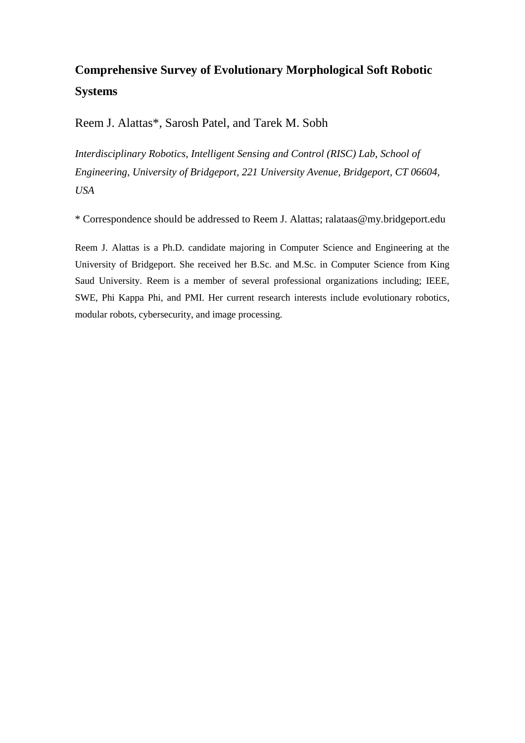# Comprehensive Survey of Evolutionary Morphological Soft Robotic Systems

Reem J. Alattas*, Sarosh Patel, and Tarek M. Sobh

*Interdisciplinary Robotics, Intelligent Sensing and Control (RISC) Lab, School of Engineering, University of Bridgeport, 221 University Avenue, Bridgeport, CT 06604, USA*

* Correspondence should be addressed to Reem J. Alattas; ralataas@my.bridgeport.edu

Reem J. Alattas is a Ph.D. candidate majoring in Computer Science and Engineering at the University of Bridgeport. She received her B.Sc. and M.Sc. in Computer Science from King Saud University. Reem is a member of several professional organizations including; IEEE, SWE, Phi Kappa Phi, and PMI. Her current research interests include evolutionary robotics, modular robots, cybersecurity, and image processing.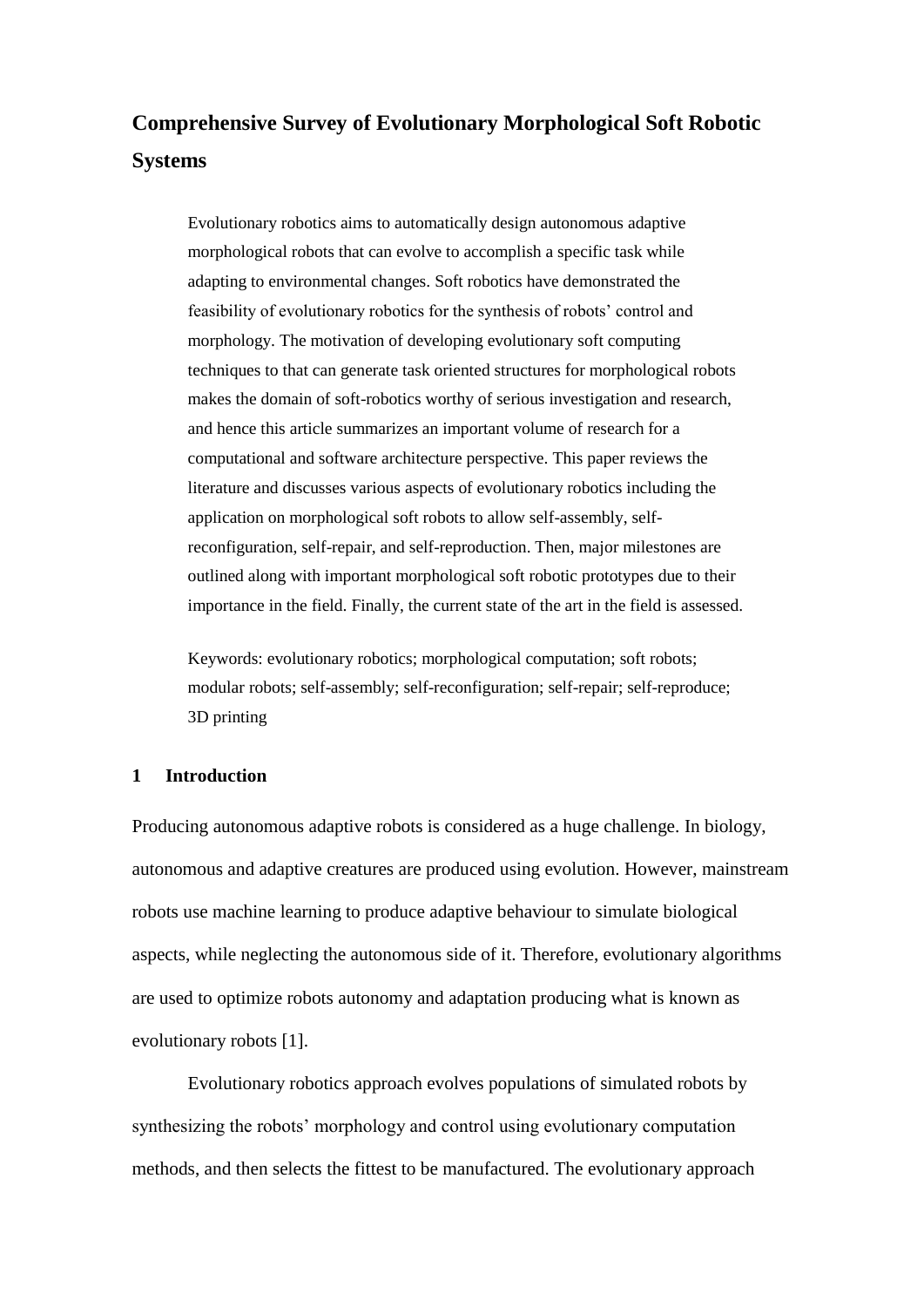# Comprehensive Survey of Evolutionary Morphological Soft Robotic Systems

> Evolutionary robotics aims to automatically design autonomous adaptive morphological robots that can evolve to accomplish a specific task while adapting to environmental changes. Soft robotics have demonstrated the feasibility of evolutionary robotics for the synthesis of robots' control and morphology. The motivation of developing evolutionary soft computing techniques to that can generate task oriented structures for morphological robots makes the domain of soft-robotics worthy of serious investigation and research, and hence this article summarizes an important volume of research for a computational and software architecture perspective. This paper reviews the literature and discusses various aspects of evolutionary robotics including the application on morphological soft robots to allow self-assembly, self-reconfiguration, self-repair, and self-reproduction. Then, major milestones are outlined along with important morphological soft robotic prototypes due to their importance in the field. Finally, the current state of the art in the field is assessed.
>
> Keywords: evolutionary robotics; morphological computation; soft robots; modular robots; self-assembly; self-reconfiguration; self-repair; self-reproduce; 3D printing

## 1 Introduction

Producing autonomous adaptive robots is considered as a huge challenge. In biology, autonomous and adaptive creatures are produced using evolution. However, mainstream robots use machine learning to produce adaptive behaviour to simulate biological aspects, while neglecting the autonomous side of it. Therefore, evolutionary algorithms are used to optimize robots autonomy and adaptation producing what is known as evolutionary robots [1].

Evolutionary robotics approach evolves populations of simulated robots by synthesizing the robots' morphology and control using evolutionary computation methods, and then selects the fittest to be manufactured. The evolutionary approach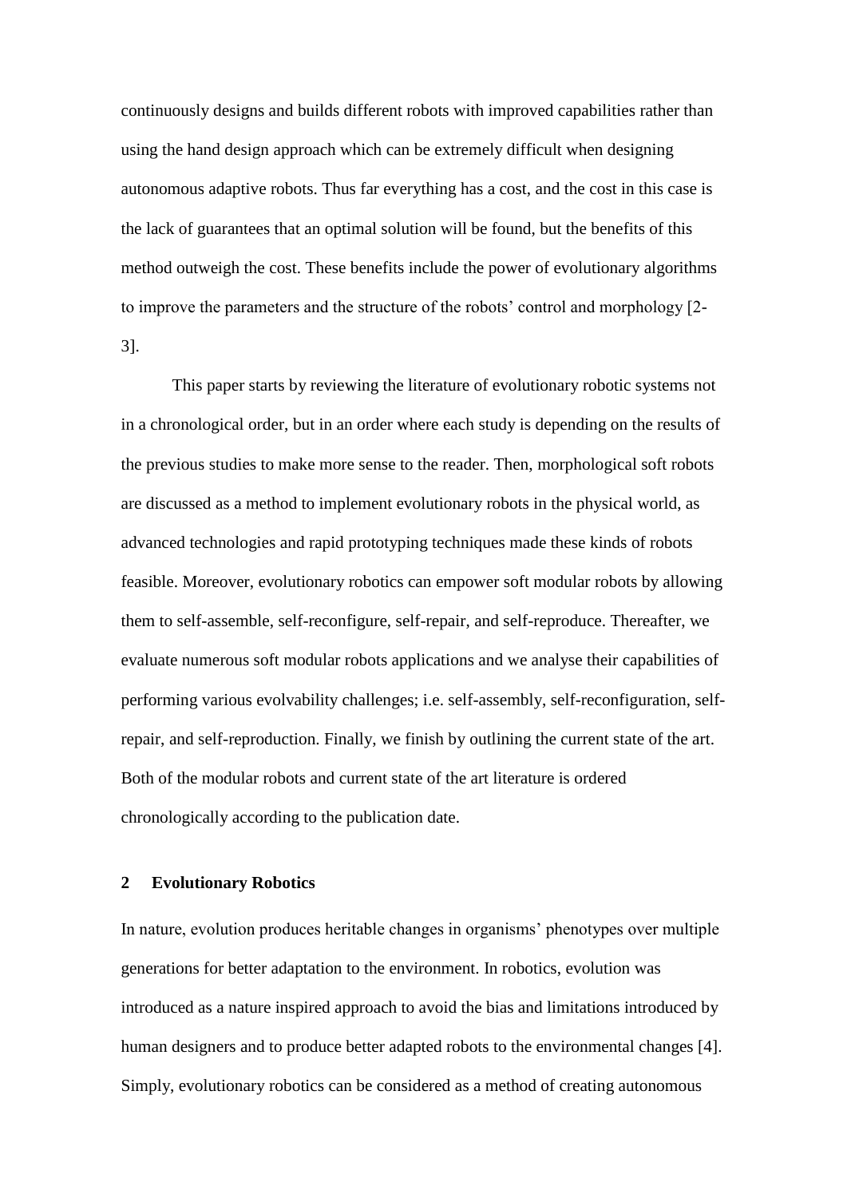continuously designs and builds different robots with improved capabilities rather than using the hand design approach which can be extremely difficult when designing autonomous adaptive robots. Thus far everything has a cost, and the cost in this case is the lack of guarantees that an optimal solution will be found, but the benefits of this method outweigh the cost. These benefits include the power of evolutionary algorithms to improve the parameters and the structure of the robots' control and morphology [2-3].

This paper starts by reviewing the literature of evolutionary robotic systems not in a chronological order, but in an order where each study is depending on the results of the previous studies to make more sense to the reader. Then, morphological soft robots are discussed as a method to implement evolutionary robots in the physical world, as advanced technologies and rapid prototyping techniques made these kinds of robots feasible. Moreover, evolutionary robotics can empower soft modular robots by allowing them to self-assemble, self-reconfigure, self-repair, and self-reproduce. Thereafter, we evaluate numerous soft modular robots applications and we analyse their capabilities of performing various evolvability challenges; i.e. self-assembly, self-reconfiguration, self-repair, and self-reproduction. Finally, we finish by outlining the current state of the art. Both of the modular robots and current state of the art literature is ordered chronologically according to the publication date.

## 2 Evolutionary Robotics

In nature, evolution produces heritable changes in organisms' phenotypes over multiple generations for better adaptation to the environment. In robotics, evolution was introduced as a nature inspired approach to avoid the bias and limitations introduced by human designers and to produce better adapted robots to the environmental changes [4]. Simply, evolutionary robotics can be considered as a method of creating autonomous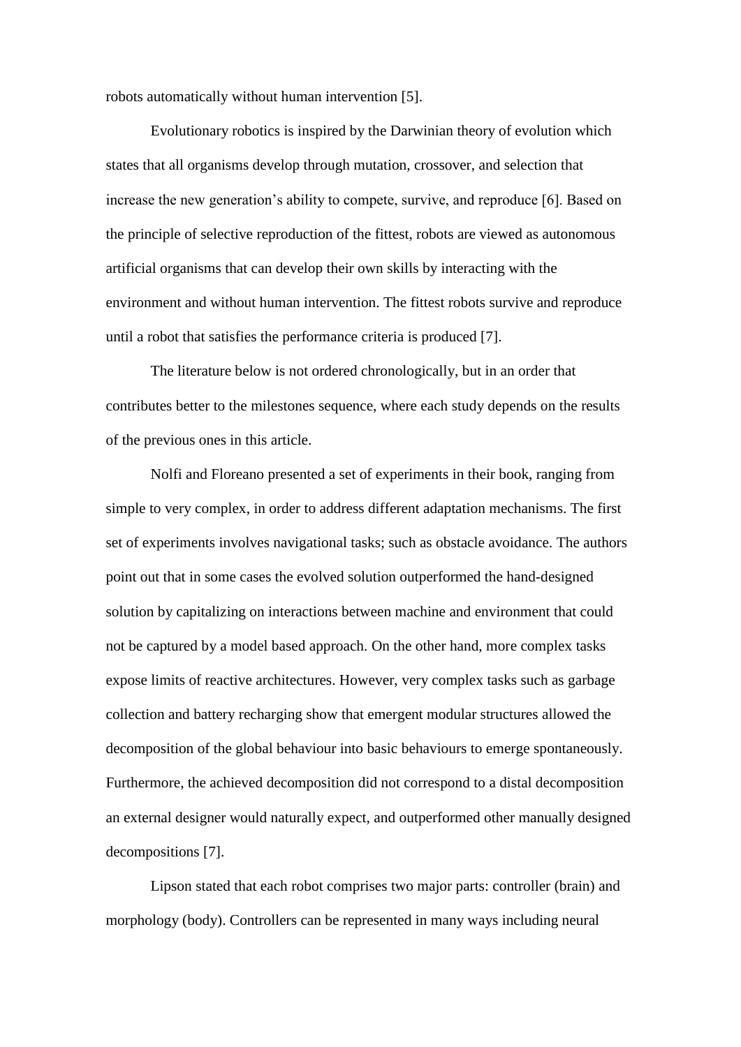robots automatically without human intervention [5].

Evolutionary robotics is inspired by the Darwinian theory of evolution which states that all organisms develop through mutation, crossover, and selection that increase the new generation's ability to compete, survive, and reproduce [6]. Based on the principle of selective reproduction of the fittest, robots are viewed as autonomous artificial organisms that can develop their own skills by interacting with the environment and without human intervention. The fittest robots survive and reproduce until a robot that satisfies the performance criteria is produced [7].

The literature below is not ordered chronologically, but in an order that contributes better to the milestones sequence, where each study depends on the results of the previous ones in this article.

Nolfi and Floreano presented a set of experiments in their book, ranging from simple to very complex, in order to address different adaptation mechanisms. The first set of experiments involves navigational tasks; such as obstacle avoidance. The authors point out that in some cases the evolved solution outperformed the hand-designed solution by capitalizing on interactions between machine and environment that could not be captured by a model based approach. On the other hand, more complex tasks expose limits of reactive architectures. However, very complex tasks such as garbage collection and battery recharging show that emergent modular structures allowed the decomposition of the global behaviour into basic behaviours to emerge spontaneously. Furthermore, the achieved decomposition did not correspond to a distal decomposition an external designer would naturally expect, and outperformed other manually designed decompositions [7].

Lipson stated that each robot comprises two major parts: controller (brain) and morphology (body). Controllers can be represented in many ways including neural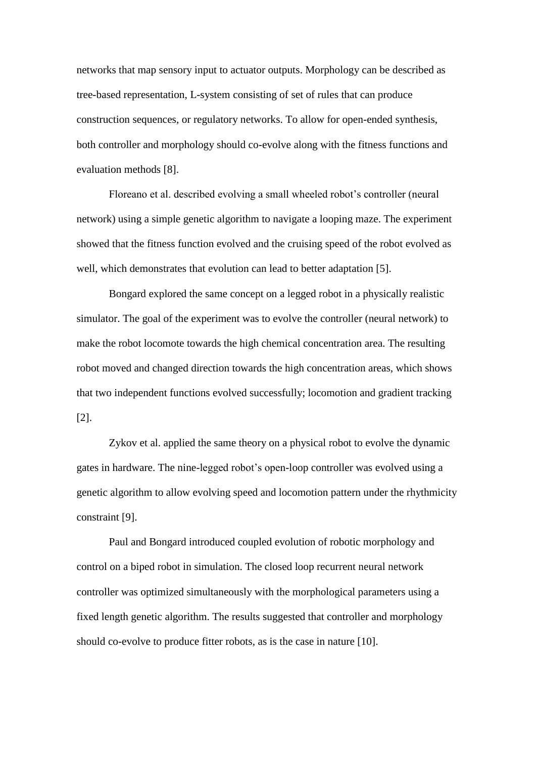networks that map sensory input to actuator outputs. Morphology can be described as tree-based representation, L-system consisting of set of rules that can produce construction sequences, or regulatory networks. To allow for open-ended synthesis, both controller and morphology should co-evolve along with the fitness functions and evaluation methods [8].

Floreano et al. described evolving a small wheeled robot's controller (neural network) using a simple genetic algorithm to navigate a looping maze. The experiment showed that the fitness function evolved and the cruising speed of the robot evolved as well, which demonstrates that evolution can lead to better adaptation [5].

Bongard explored the same concept on a legged robot in a physically realistic simulator. The goal of the experiment was to evolve the controller (neural network) to make the robot locomote towards the high chemical concentration area. The resulting robot moved and changed direction towards the high concentration areas, which shows that two independent functions evolved successfully; locomotion and gradient tracking [2].

Zykov et al. applied the same theory on a physical robot to evolve the dynamic gates in hardware. The nine-legged robot's open-loop controller was evolved using a genetic algorithm to allow evolving speed and locomotion pattern under the rhythmicity constraint [9].

Paul and Bongard introduced coupled evolution of robotic morphology and control on a biped robot in simulation. The closed loop recurrent neural network controller was optimized simultaneously with the morphological parameters using a fixed length genetic algorithm. The results suggested that controller and morphology should co-evolve to produce fitter robots, as is the case in nature [10].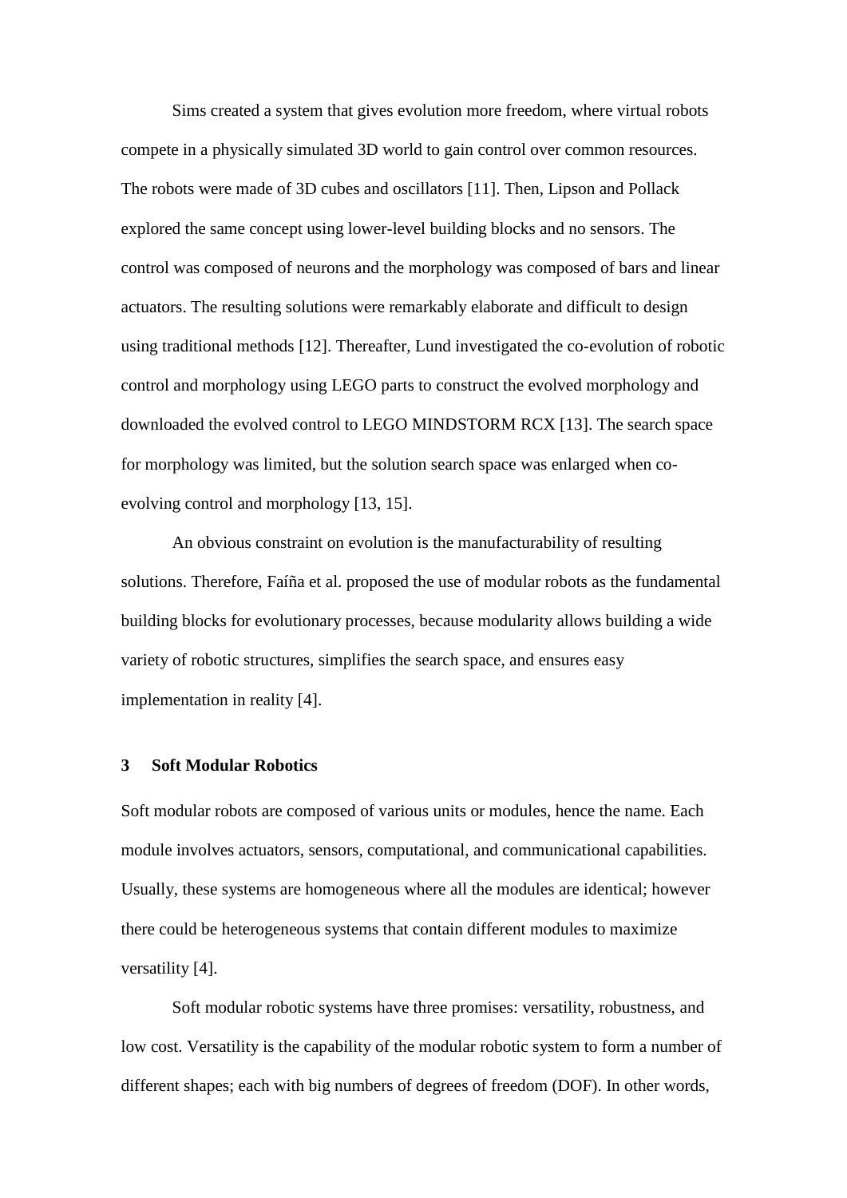Sims created a system that gives evolution more freedom, where virtual robots compete in a physically simulated 3D world to gain control over common resources. The robots were made of 3D cubes and oscillators [11]. Then, Lipson and Pollack explored the same concept using lower-level building blocks and no sensors. The control was composed of neurons and the morphology was composed of bars and linear actuators. The resulting solutions were remarkably elaborate and difficult to design using traditional methods [12]. Thereafter, Lund investigated the co-evolution of robotic control and morphology using LEGO parts to construct the evolved morphology and downloaded the evolved control to LEGO MINDSTORM RCX [13]. The search space for morphology was limited, but the solution search space was enlarged when co-evolving control and morphology [13, 15].

An obvious constraint on evolution is the manufacturability of resulting solutions. Therefore, Faíña et al. proposed the use of modular robots as the fundamental building blocks for evolutionary processes, because modularity allows building a wide variety of robotic structures, simplifies the search space, and ensures easy implementation in reality [4].

## 3 Soft Modular Robotics

Soft modular robots are composed of various units or modules, hence the name. Each module involves actuators, sensors, computational, and communicational capabilities. Usually, these systems are homogeneous where all the modules are identical; however there could be heterogeneous systems that contain different modules to maximize versatility [4].

Soft modular robotic systems have three promises: versatility, robustness, and low cost. Versatility is the capability of the modular robotic system to form a number of different shapes; each with big numbers of degrees of freedom (DOF). In other words,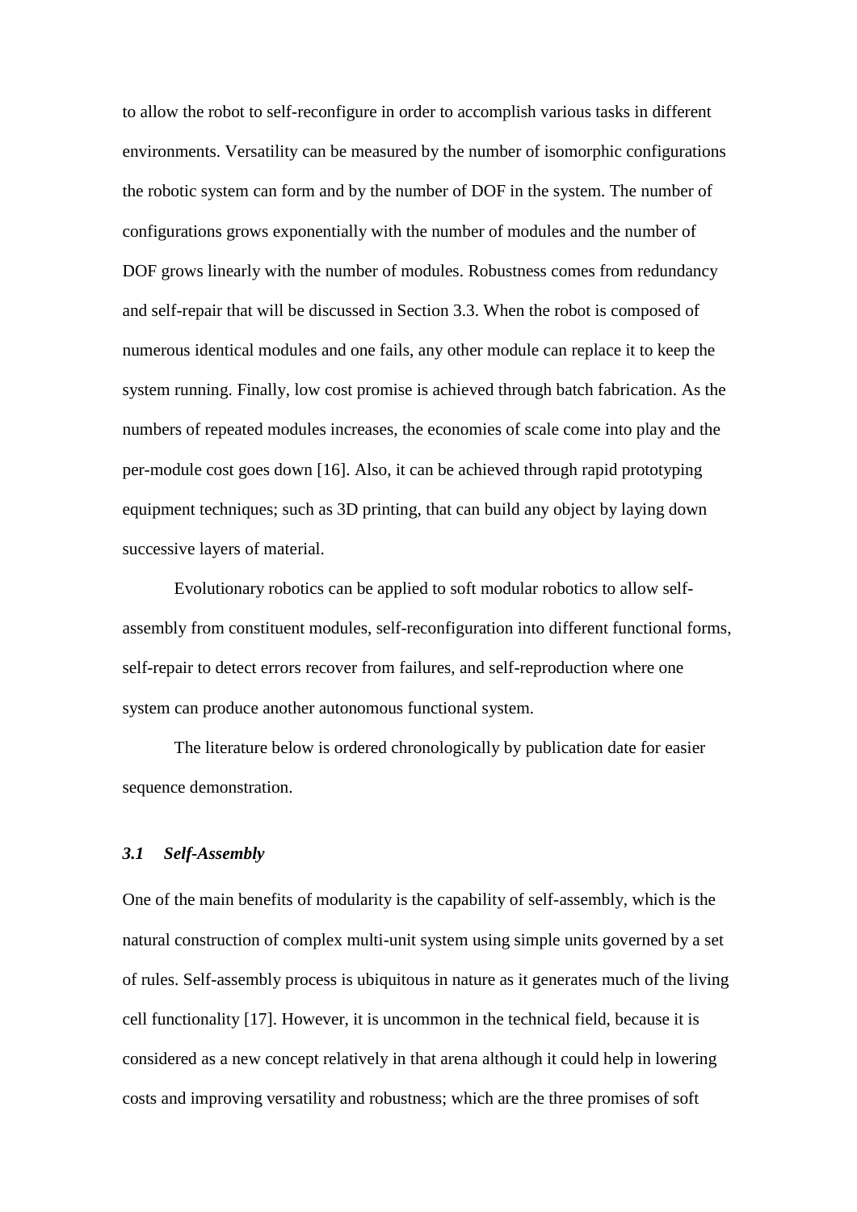to allow the robot to self-reconfigure in order to accomplish various tasks in different environments. Versatility can be measured by the number of isomorphic configurations the robotic system can form and by the number of DOF in the system. The number of configurations grows exponentially with the number of modules and the number of DOF grows linearly with the number of modules. Robustness comes from redundancy and self-repair that will be discussed in Section 3.3. When the robot is composed of numerous identical modules and one fails, any other module can replace it to keep the system running. Finally, low cost promise is achieved through batch fabrication. As the numbers of repeated modules increases, the economies of scale come into play and the per-module cost goes down [16]. Also, it can be achieved through rapid prototyping equipment techniques; such as 3D printing, that can build any object by laying down successive layers of material.

Evolutionary robotics can be applied to soft modular robotics to allow self-assembly from constituent modules, self-reconfiguration into different functional forms, self-repair to detect errors recover from failures, and self-reproduction where one system can produce another autonomous functional system.

The literature below is ordered chronologically by publication date for easier sequence demonstration.

### *3.1 Self-Assembly*

One of the main benefits of modularity is the capability of self-assembly, which is the natural construction of complex multi-unit system using simple units governed by a set of rules. Self-assembly process is ubiquitous in nature as it generates much of the living cell functionality [17]. However, it is uncommon in the technical field, because it is considered as a new concept relatively in that arena although it could help in lowering costs and improving versatility and robustness; which are the three promises of soft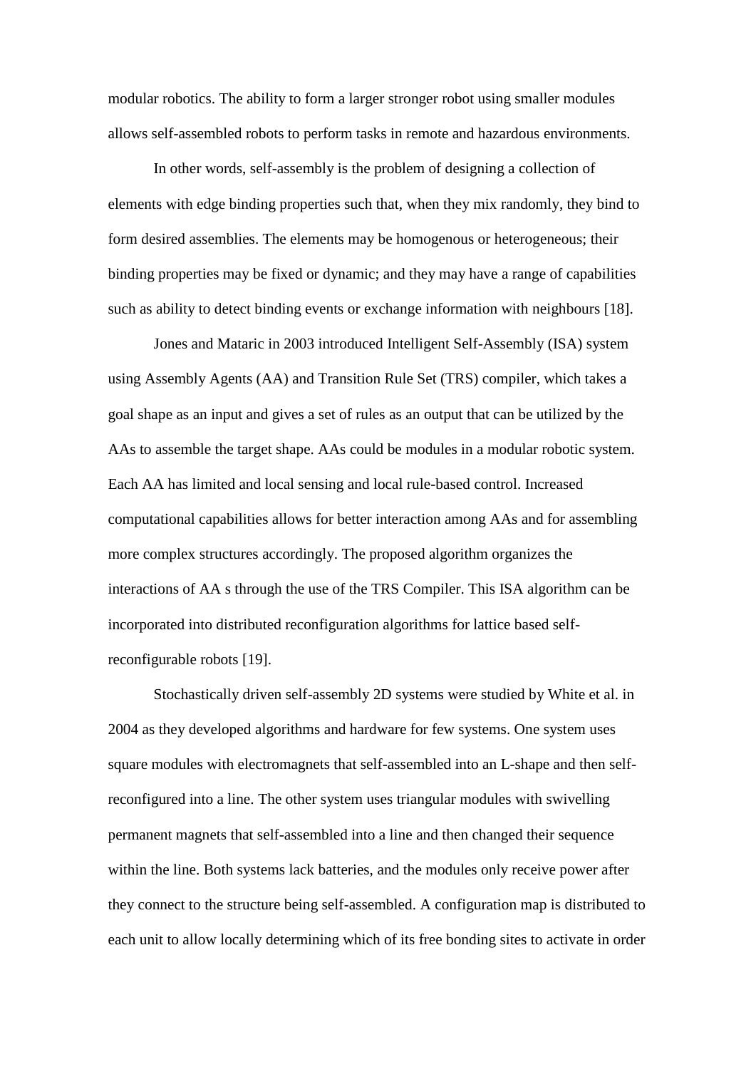modular robotics. The ability to form a larger stronger robot using smaller modules allows self-assembled robots to perform tasks in remote and hazardous environments.

In other words, self-assembly is the problem of designing a collection of elements with edge binding properties such that, when they mix randomly, they bind to form desired assemblies. The elements may be homogenous or heterogeneous; their binding properties may be fixed or dynamic; and they may have a range of capabilities such as ability to detect binding events or exchange information with neighbours [18].

Jones and Mataric in 2003 introduced Intelligent Self-Assembly (ISA) system using Assembly Agents (AA) and Transition Rule Set (TRS) compiler, which takes a goal shape as an input and gives a set of rules as an output that can be utilized by the AAs to assemble the target shape. AAs could be modules in a modular robotic system. Each AA has limited and local sensing and local rule-based control. Increased computational capabilities allows for better interaction among AAs and for assembling more complex structures accordingly. The proposed algorithm organizes the interactions of AA s through the use of the TRS Compiler. This ISA algorithm can be incorporated into distributed reconfiguration algorithms for lattice based self-reconfigurable robots [19].

Stochastically driven self-assembly 2D systems were studied by White et al. in 2004 as they developed algorithms and hardware for few systems. One system uses square modules with electromagnets that self-assembled into an L-shape and then self-reconfigured into a line. The other system uses triangular modules with swivelling permanent magnets that self-assembled into a line and then changed their sequence within the line. Both systems lack batteries, and the modules only receive power after they connect to the structure being self-assembled. A configuration map is distributed to each unit to allow locally determining which of its free bonding sites to activate in order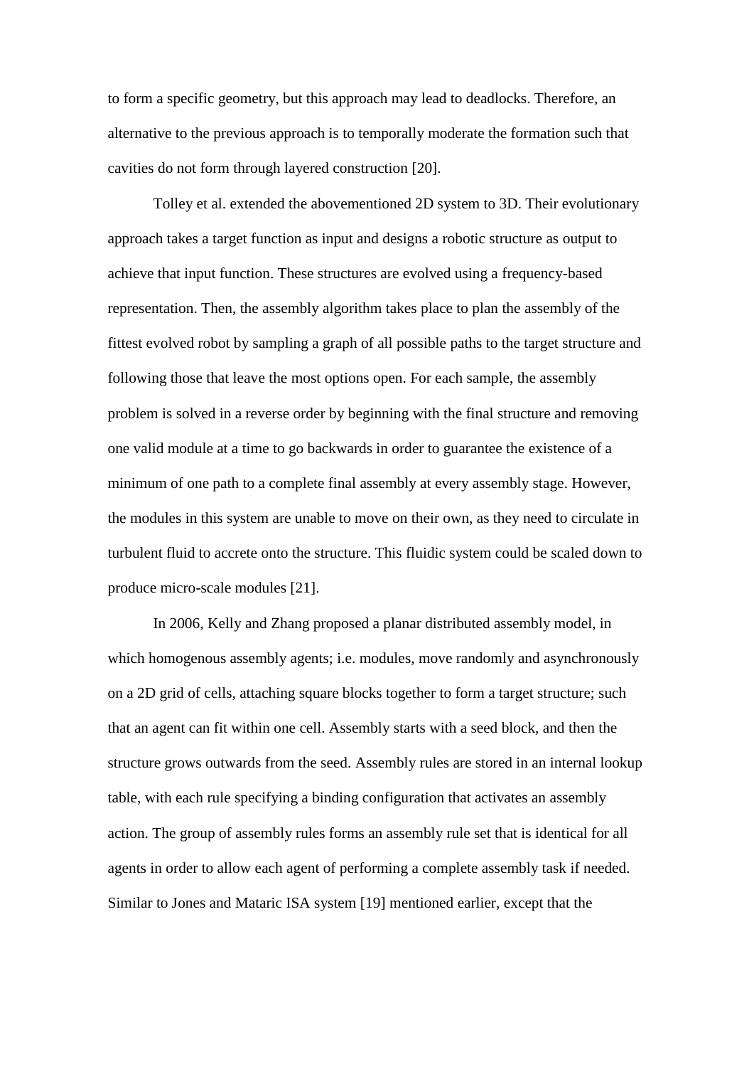to form a specific geometry, but this approach may lead to deadlocks. Therefore, an alternative to the previous approach is to temporally moderate the formation such that cavities do not form through layered construction [20].

Tolley et al. extended the abovementioned 2D system to 3D. Their evolutionary approach takes a target function as input and designs a robotic structure as output to achieve that input function. These structures are evolved using a frequency-based representation. Then, the assembly algorithm takes place to plan the assembly of the fittest evolved robot by sampling a graph of all possible paths to the target structure and following those that leave the most options open. For each sample, the assembly problem is solved in a reverse order by beginning with the final structure and removing one valid module at a time to go backwards in order to guarantee the existence of a minimum of one path to a complete final assembly at every assembly stage. However, the modules in this system are unable to move on their own, as they need to circulate in turbulent fluid to accrete onto the structure. This fluidic system could be scaled down to produce micro-scale modules [21].

In 2006, Kelly and Zhang proposed a planar distributed assembly model, in which homogenous assembly agents; i.e. modules, move randomly and asynchronously on a 2D grid of cells, attaching square blocks together to form a target structure; such that an agent can fit within one cell. Assembly starts with a seed block, and then the structure grows outwards from the seed. Assembly rules are stored in an internal lookup table, with each rule specifying a binding configuration that activates an assembly action. The group of assembly rules forms an assembly rule set that is identical for all agents in order to allow each agent of performing a complete assembly task if needed. Similar to Jones and Mataric ISA system [19] mentioned earlier, except that the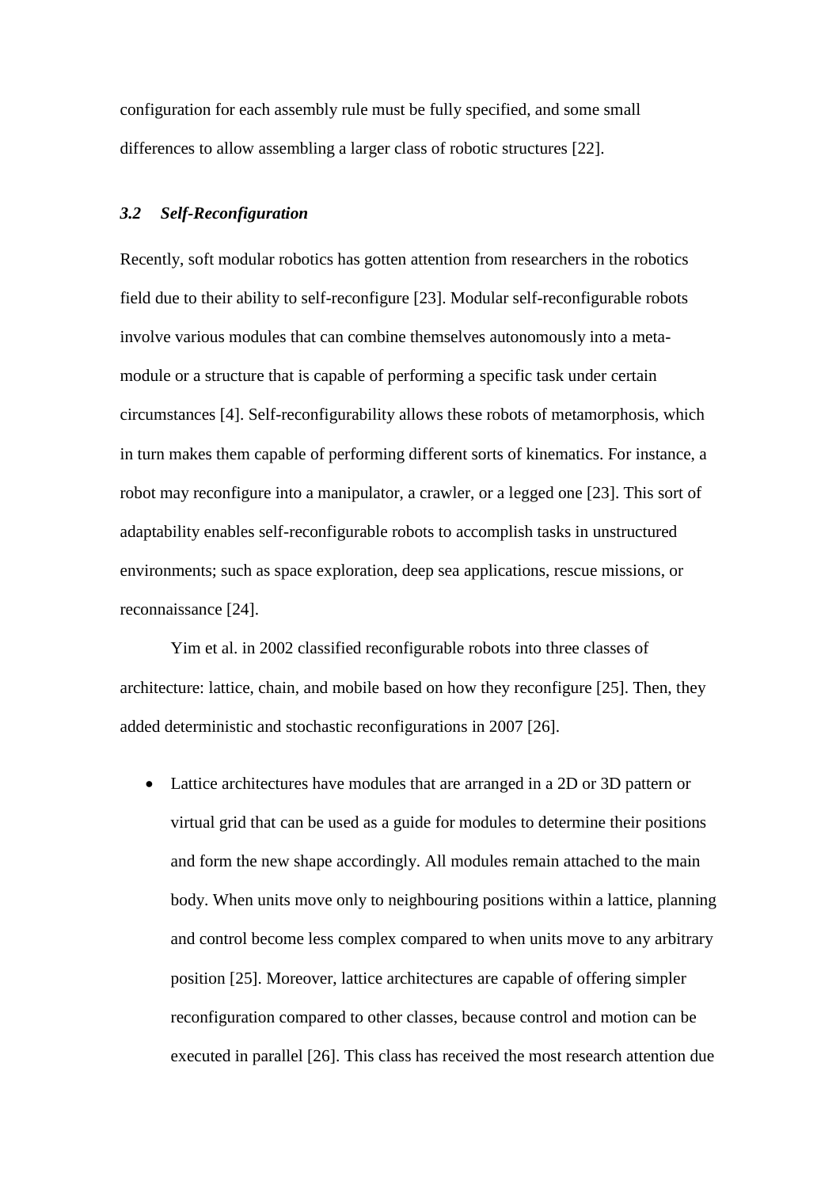configuration for each assembly rule must be fully specified, and some small differences to allow assembling a larger class of robotic structures [22].

### *3.2 Self-Reconfiguration*

Recently, soft modular robotics has gotten attention from researchers in the robotics field due to their ability to self-reconfigure [23]. Modular self-reconfigurable robots involve various modules that can combine themselves autonomously into a meta-module or a structure that is capable of performing a specific task under certain circumstances [4]. Self-reconfigurability allows these robots of metamorphosis, which in turn makes them capable of performing different sorts of kinematics. For instance, a robot may reconfigure into a manipulator, a crawler, or a legged one [23]. This sort of adaptability enables self-reconfigurable robots to accomplish tasks in unstructured environments; such as space exploration, deep sea applications, rescue missions, or reconnaissance [24].

Yim et al. in 2002 classified reconfigurable robots into three classes of architecture: lattice, chain, and mobile based on how they reconfigure [25]. Then, they added deterministic and stochastic reconfigurations in 2007 [26].

- Lattice architectures have modules that are arranged in a 2D or 3D pattern or virtual grid that can be used as a guide for modules to determine their positions and form the new shape accordingly. All modules remain attached to the main body. When units move only to neighbouring positions within a lattice, planning and control become less complex compared to when units move to any arbitrary position [25]. Moreover, lattice architectures are capable of offering simpler reconfiguration compared to other classes, because control and motion can be executed in parallel [26]. This class has received the most research attention due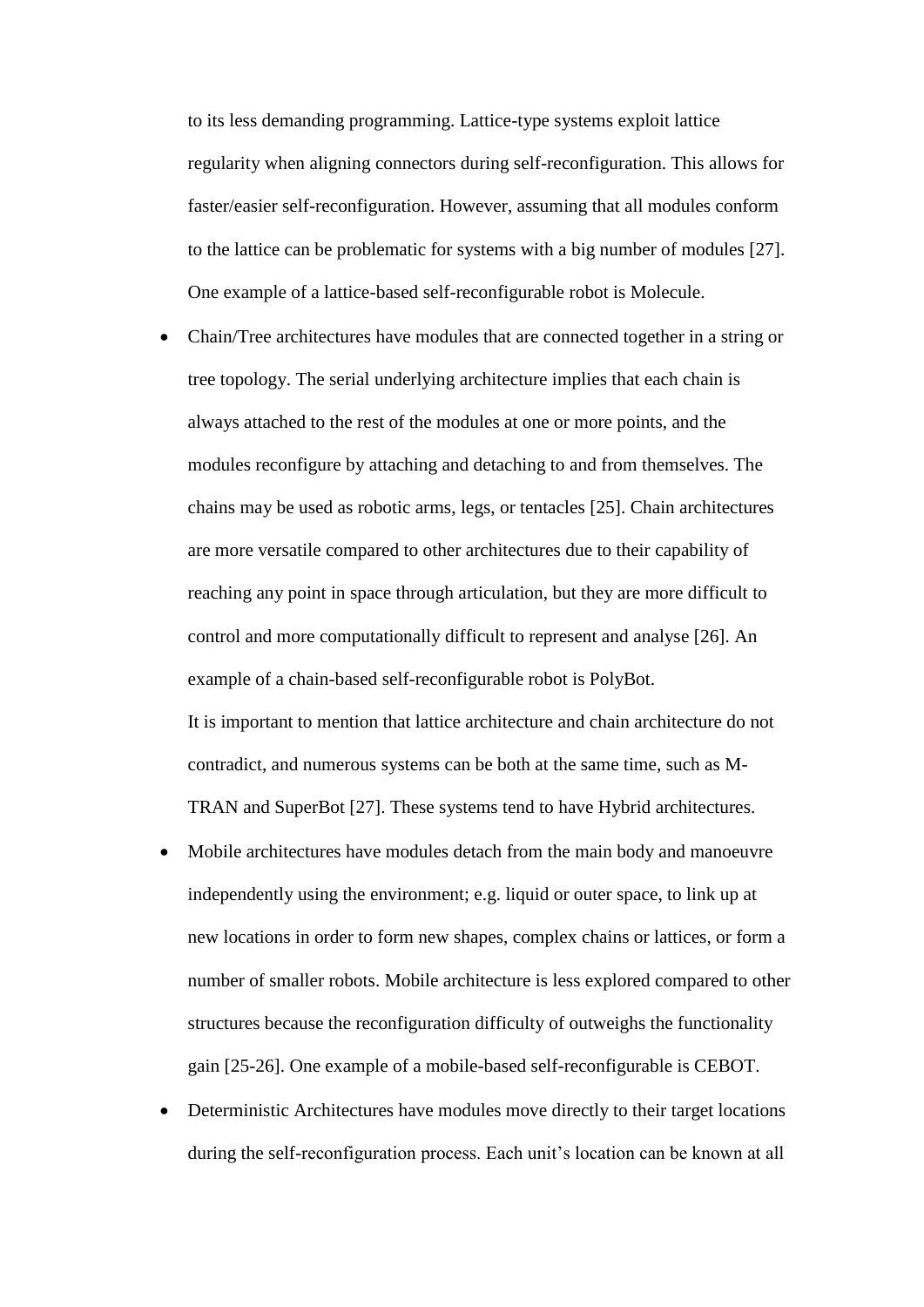to its less demanding programming. Lattice-type systems exploit lattice regularity when aligning connectors during self-reconfiguration. This allows for faster/easier self-reconfiguration. However, assuming that all modules conform to the lattice can be problematic for systems with a big number of modules [27]. One example of a lattice-based self-reconfigurable robot is Molecule.

- Chain/Tree architectures have modules that are connected together in a string or tree topology. The serial underlying architecture implies that each chain is always attached to the rest of the modules at one or more points, and the modules reconfigure by attaching and detaching to and from themselves. The chains may be used as robotic arms, legs, or tentacles [25]. Chain architectures are more versatile compared to other architectures due to their capability of reaching any point in space through articulation, but they are more difficult to control and more computationally difficult to represent and analyse [26]. An example of a chain-based self-reconfigurable robot is PolyBot.
  It is important to mention that lattice architecture and chain architecture do not contradict, and numerous systems can be both at the same time, such as M-TRAN and SuperBot [27]. These systems tend to have Hybrid architectures.
- Mobile architectures have modules detach from the main body and manoeuvre independently using the environment; e.g. liquid or outer space, to link up at new locations in order to form new shapes, complex chains or lattices, or form a number of smaller robots. Mobile architecture is less explored compared to other structures because the reconfiguration difficulty of outweighs the functionality gain [25-26]. One example of a mobile-based self-reconfigurable is CEBOT.
- Deterministic Architectures have modules move directly to their target locations during the self-reconfiguration process. Each unit's location can be known at all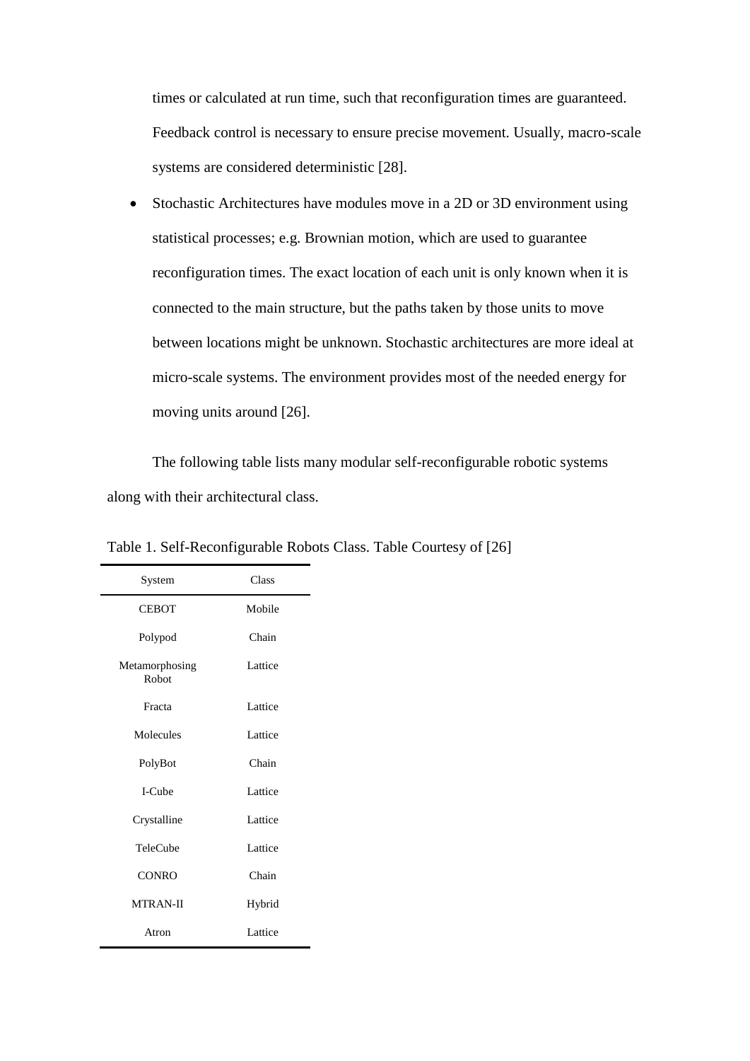times or calculated at run time, such that reconfiguration times are guaranteed. Feedback control is necessary to ensure precise movement. Usually, macro-scale systems are considered deterministic [28].

- Stochastic Architectures have modules move in a 2D or 3D environment using statistical processes; e.g. Brownian motion, which are used to guarantee reconfiguration times. The exact location of each unit is only known when it is connected to the main structure, but the paths taken by those units to move between locations might be unknown. Stochastic architectures are more ideal at micro-scale systems. The environment provides most of the needed energy for moving units around [26].

The following table lists many modular self-reconfigurable robotic systems along with their architectural class.

Table 1. Self-Reconfigurable Robots Class. Table Courtesy of [26]

| System | Class |
|---|---|
| CEBOT | Mobile |
| Polypod | Chain |
| Metamorphosing Robot | Lattice |
| Fracta | Lattice |
| Molecules | Lattice |
| PolyBot | Chain |
| I-Cube | Lattice |
| Crystalline | Lattice |
| TeleCube | Lattice |
| CONRO | Chain |
| MTRAN-II | Hybrid |
| Atron | Lattice |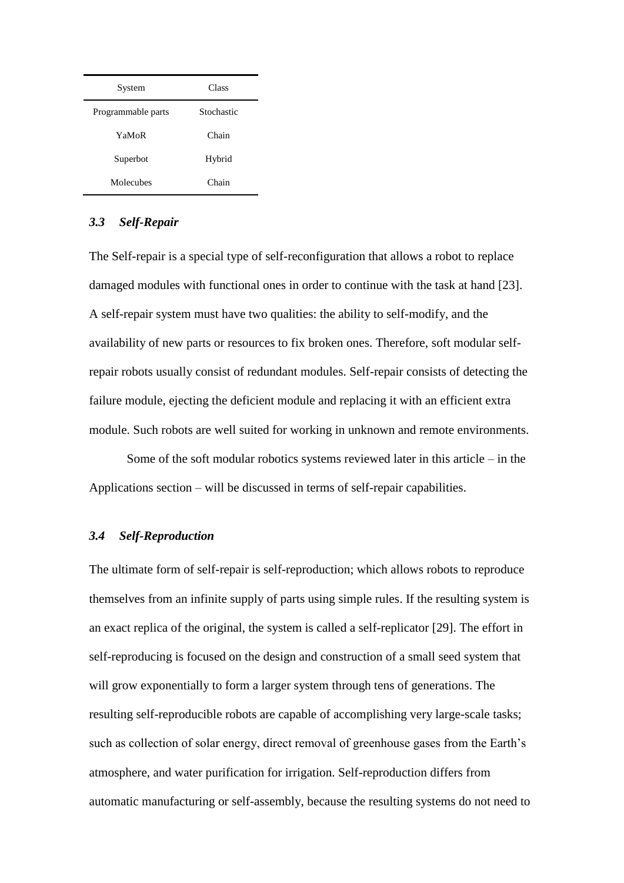| System | Class |
| --- | --- |
| Programmable parts | Stochastic |
| YaMoR | Chain |
| Superbot | Hybrid |
| Molecubes | Chain |

### *3.3 Self-Repair*

The Self-repair is a special type of self-reconfiguration that allows a robot to replace damaged modules with functional ones in order to continue with the task at hand [23]. A self-repair system must have two qualities: the ability to self-modify, and the availability of new parts or resources to fix broken ones. Therefore, soft modular self-repair robots usually consist of redundant modules. Self-repair consists of detecting the failure module, ejecting the deficient module and replacing it with an efficient extra module. Such robots are well suited for working in unknown and remote environments.

Some of the soft modular robotics systems reviewed later in this article – in the Applications section – will be discussed in terms of self-repair capabilities.

### *3.4 Self-Reproduction*

The ultimate form of self-repair is self-reproduction; which allows robots to reproduce themselves from an infinite supply of parts using simple rules. If the resulting system is an exact replica of the original, the system is called a self-replicator [29]. The effort in self-reproducing is focused on the design and construction of a small seed system that will grow exponentially to form a larger system through tens of generations. The resulting self-reproducible robots are capable of accomplishing very large-scale tasks; such as collection of solar energy, direct removal of greenhouse gases from the Earth's atmosphere, and water purification for irrigation. Self-reproduction differs from automatic manufacturing or self-assembly, because the resulting systems do not need to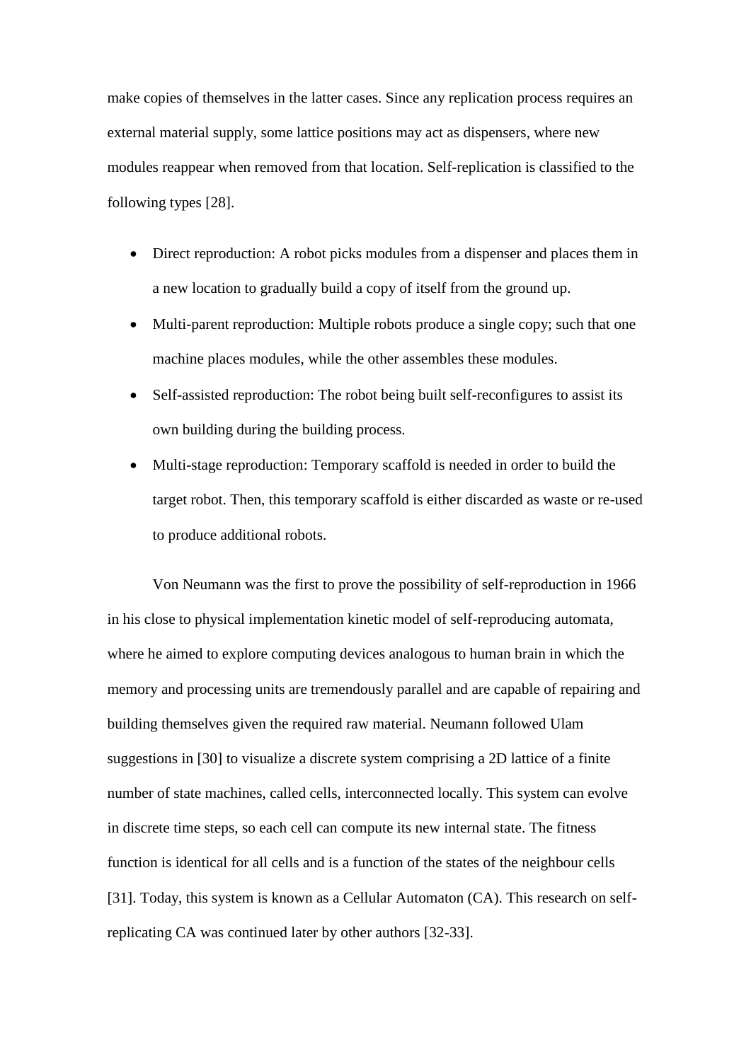make copies of themselves in the latter cases. Since any replication process requires an external material supply, some lattice positions may act as dispensers, where new modules reappear when removed from that location. Self-replication is classified to the following types [28].

- Direct reproduction: A robot picks modules from a dispenser and places them in a new location to gradually build a copy of itself from the ground up.
- Multi-parent reproduction: Multiple robots produce a single copy; such that one machine places modules, while the other assembles these modules.
- Self-assisted reproduction: The robot being built self-reconfigures to assist its own building during the building process.
- Multi-stage reproduction: Temporary scaffold is needed in order to build the target robot. Then, this temporary scaffold is either discarded as waste or re-used to produce additional robots.

Von Neumann was the first to prove the possibility of self-reproduction in 1966 in his close to physical implementation kinetic model of self-reproducing automata, where he aimed to explore computing devices analogous to human brain in which the memory and processing units are tremendously parallel and are capable of repairing and building themselves given the required raw material. Neumann followed Ulam suggestions in [30] to visualize a discrete system comprising a 2D lattice of a finite number of state machines, called cells, interconnected locally. This system can evolve in discrete time steps, so each cell can compute its new internal state. The fitness function is identical for all cells and is a function of the states of the neighbour cells [31]. Today, this system is known as a Cellular Automaton (CA). This research on self-replicating CA was continued later by other authors [32-33].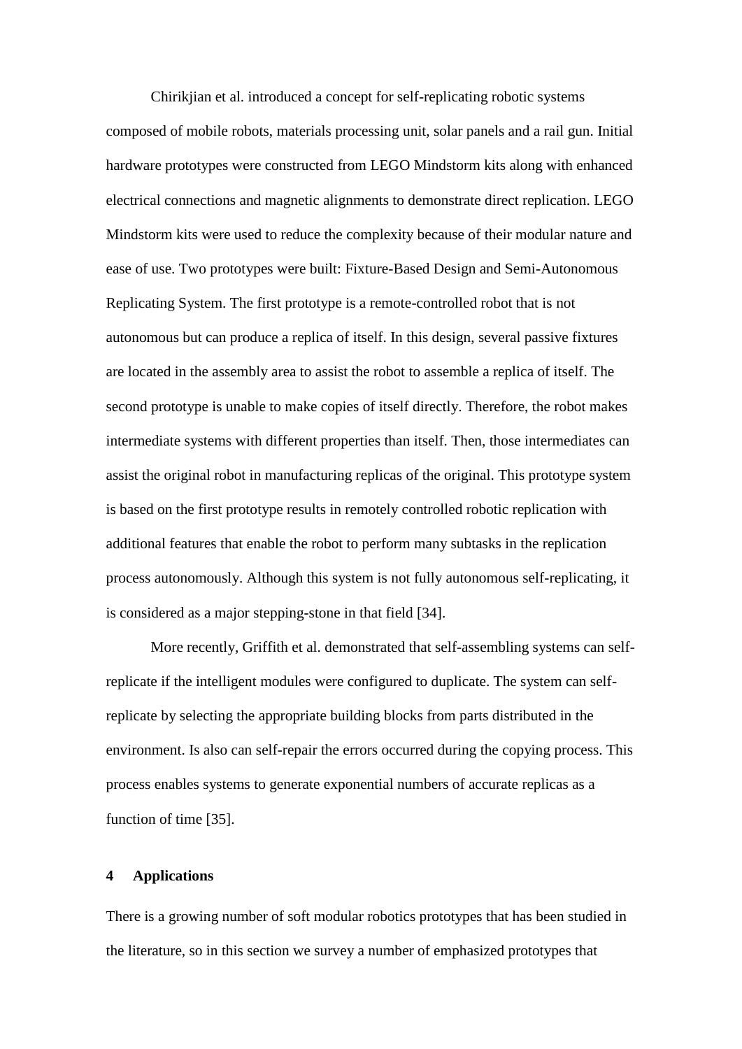Chirikjian et al. introduced a concept for self-replicating robotic systems composed of mobile robots, materials processing unit, solar panels and a rail gun. Initial hardware prototypes were constructed from LEGO Mindstorm kits along with enhanced electrical connections and magnetic alignments to demonstrate direct replication. LEGO Mindstorm kits were used to reduce the complexity because of their modular nature and ease of use. Two prototypes were built: Fixture-Based Design and Semi-Autonomous Replicating System. The first prototype is a remote-controlled robot that is not autonomous but can produce a replica of itself. In this design, several passive fixtures are located in the assembly area to assist the robot to assemble a replica of itself. The second prototype is unable to make copies of itself directly. Therefore, the robot makes intermediate systems with different properties than itself. Then, those intermediates can assist the original robot in manufacturing replicas of the original. This prototype system is based on the first prototype results in remotely controlled robotic replication with additional features that enable the robot to perform many subtasks in the replication process autonomously. Although this system is not fully autonomous self-replicating, it is considered as a major stepping-stone in that field [34].

More recently, Griffith et al. demonstrated that self-assembling systems can self-replicate if the intelligent modules were configured to duplicate. The system can self-replicate by selecting the appropriate building blocks from parts distributed in the environment. Is also can self-repair the errors occurred during the copying process. This process enables systems to generate exponential numbers of accurate replicas as a function of time [35].

## 4 Applications

There is a growing number of soft modular robotics prototypes that has been studied in the literature, so in this section we survey a number of emphasized prototypes that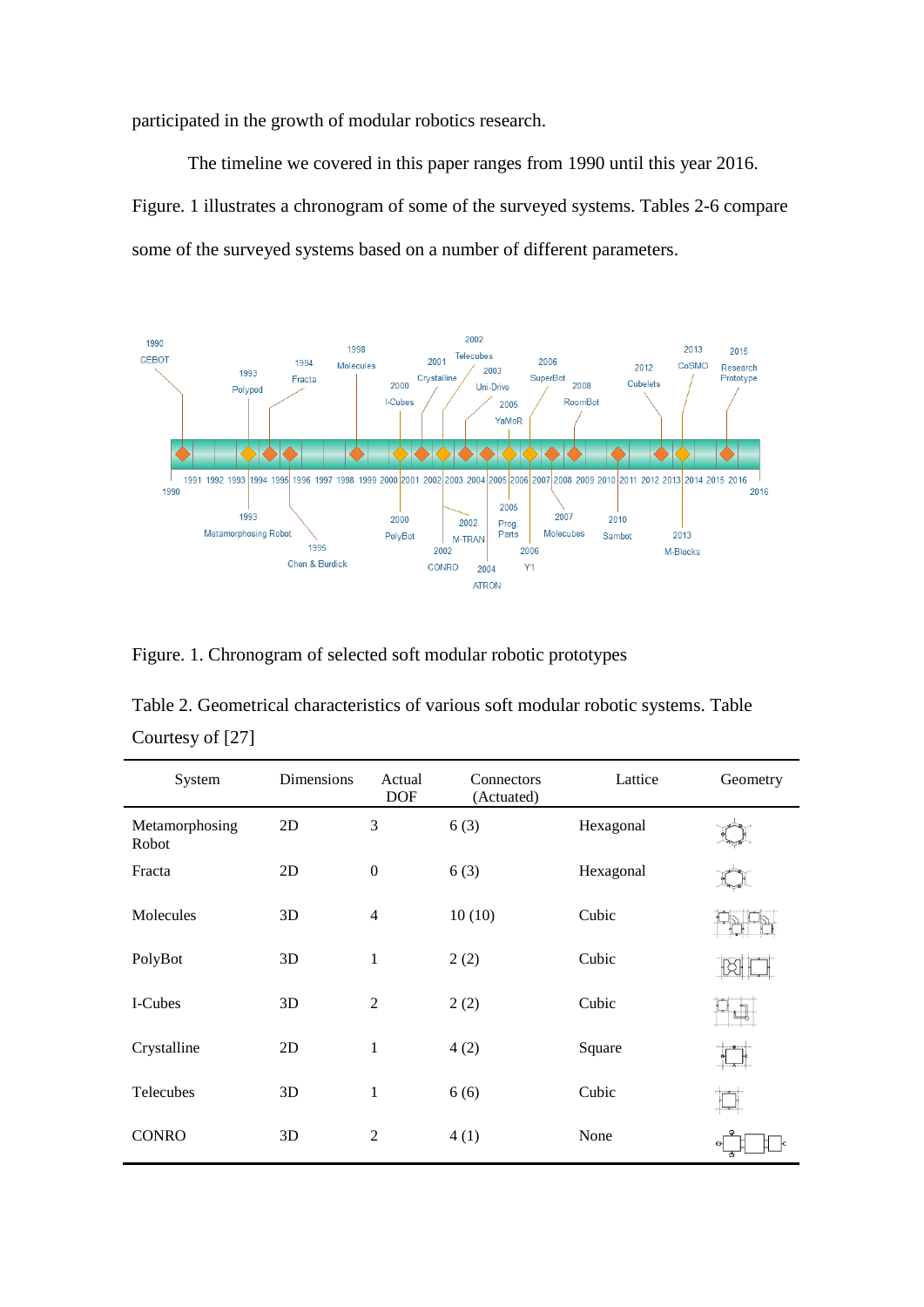participated in the growth of modular robotics research.

The timeline we covered in this paper ranges from 1990 until this year 2016. Figure. 1 illustrates a chronogram of some of the surveyed systems. Tables 2-6 compare some of the surveyed systems based on a number of different parameters.

Figure. 1. Chronogram of selected soft modular robotic prototypes

Table 2. Geometrical characteristics of various soft modular robotic systems. Table Courtesy of [27]

| System | Dimensions | Actual DOF | Connectors (Actuated) | Lattice | Geometry |
|---|---|---|---|---|---|
| Metamorphosing Robot | 2D | 3 | 6 (3) | Hexagonal | |
| Fracta | 2D | 0 | 6 (3) | Hexagonal | |
| Molecules | 3D | 4 | 10 (10) | Cubic | |
| PolyBot | 3D | 1 | 2 (2) | Cubic | |
| I-Cubes | 3D | 2 | 2 (2) | Cubic | |
| Crystalline | 2D | 1 | 4 (2) | Square | |
| Telecubes | 3D | 1 | 6 (6) | Cubic | |
| CONRO | 3D | 2 | 4 (1) | None | |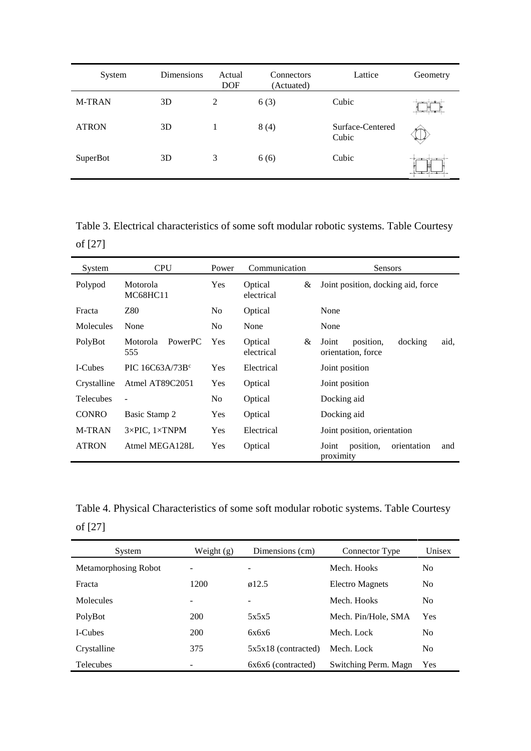| System | Dimensions | Actual DOF | Connectors (Actuated) | Lattice | Geometry |
|---|---|---|---|---|---|
| M-TRAN | 3D | 2 | 6 (3) | Cubic | |
| ATRON | 3D | 1 | 8 (4) | Surface-Centered Cubic | |
| SuperBot | 3D | 3 | 6 (6) | Cubic | |

Table 3. Electrical characteristics of some soft modular robotic systems. Table Courtesy of [27]

| System | CPU | Power | Communication | Sensors |
|---|---|---|---|---|
| Polypod | Motorola MC68HC11 | Yes | Optical & electrical | Joint position, docking aid, force |
| Fracta | Z80 | No | Optical | None |
| Molecules | None | No | None | None |
| PolyBot | Motorola PowerPC 555 | Yes | Optical & electrical | Joint position, docking aid, orientation, force |
| I-Cubes | PIC 16C63A/73B[c] | Yes | Electrical | Joint position |
| Crystalline | Atmel AT89C2051 | Yes | Optical | Joint position |
| Telecubes | - | No | Optical | Docking aid |
| CONRO | Basic Stamp 2 | Yes | Optical | Docking aid |
| M-TRAN | 3×PIC, 1×TNPM | Yes | Electrical | Joint position, orientation |
| ATRON | Atmel MEGA128L | Yes | Optical | Joint position, orientation and proximity |

Table 4. Physical Characteristics of some soft modular robotic systems. Table Courtesy of [27]

| System | Weight (g) | Dimensions (cm) | Connector Type | Unisex |
|---|---|---|---|---|
| Metamorphosing Robot | - | - | Mech. Hooks | No |
| Fracta | 1200 | ø12.5 | Electro Magnets | No |
| Molecules | - | - | Mech. Hooks | No |
| PolyBot | 200 | 5x5x5 | Mech. Pin/Hole, SMA | Yes |
| I-Cubes | 200 | 6x6x6 | Mech. Lock | No |
| Crystalline | 375 | 5x5x18 (contracted) | Mech. Lock | No |
| Telecubes | - | 6x6x6 (contracted) | Switching Perm. Magn | Yes |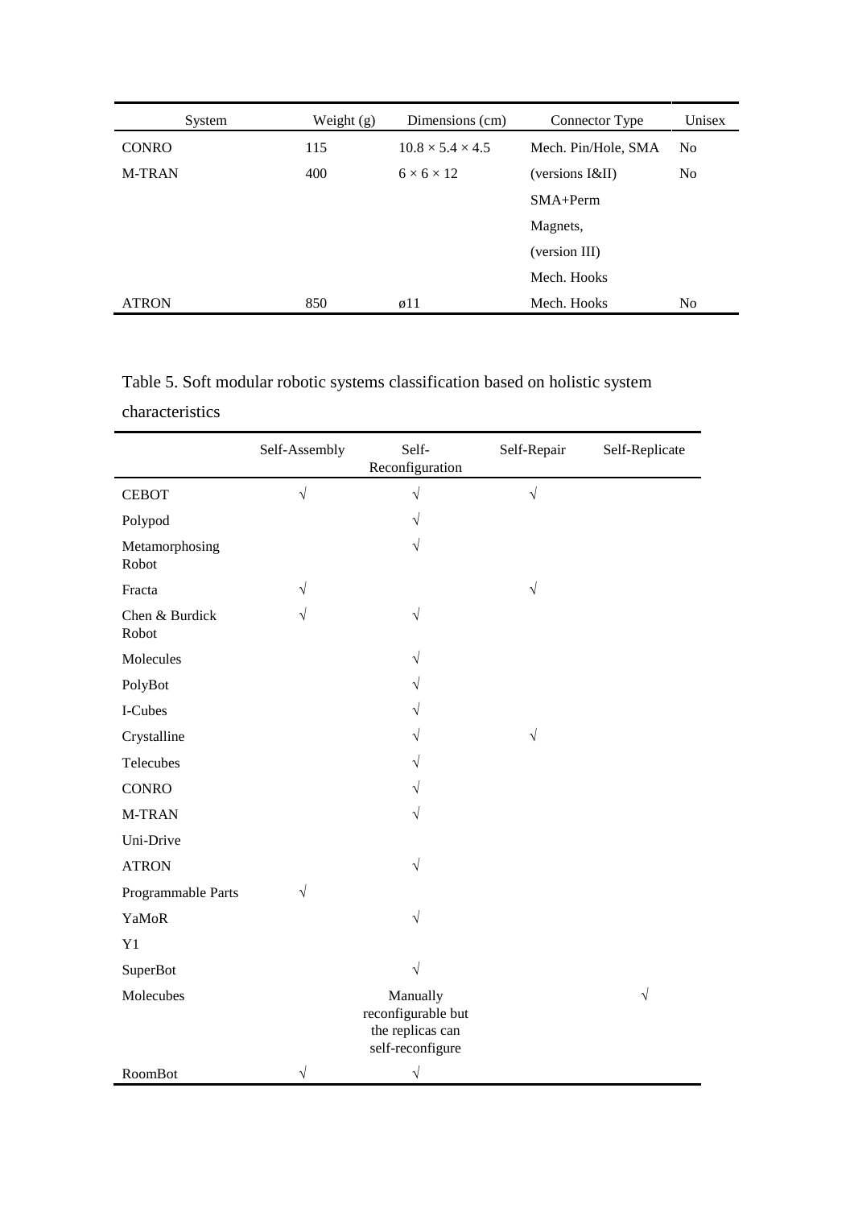| System | Weight (g) | Dimensions (cm) | Connector Type | Unisex |
|---|---|---|---|---|
| CONRO | 115 | $10.8 \times 5.4 \times 4.5$ | Mech. Pin/Hole, SMA | No |
| M-TRAN | 400 | $6 \times 6 \times 12$ | (versions I&II) SMA+Perm Magnets, (version III) Mech. Hooks | No |
| ATRON | 850 | ø11 | Mech. Hooks | No |

Table 5. Soft modular robotic systems classification based on holistic system characteristics

| | Self-Assembly | Self-Reconfiguration | Self-Repair | Self-Replicate |
|---|---|---|---|---|
| CEBOT | √ | √ | √ | |
| Polypod | | √ | | |
| Metamorphosing Robot | | √ | | |
| Fracta | √ | | √ | |
| Chen & Burdick Robot | √ | √ | | |
| Molecules | | √ | | |
| PolyBot | | √ | | |
| I-Cubes | | √ | | |
| Crystalline | | √ | √ | |
| Telecubes | | √ | | |
| CONRO | | √ | | |
| M-TRAN | | √ | | |
| Uni-Drive | | | | |
| ATRON | | √ | | |
| Programmable Parts | √ | | | |
| YaMoR | | √ | | |
| Y1 | | | | |
| SuperBot | | √ | | |
| Molecubes | | Manually reconfigurable but the replicas can self-reconfigure | | √ |
| RoomBot | √ | √ | | |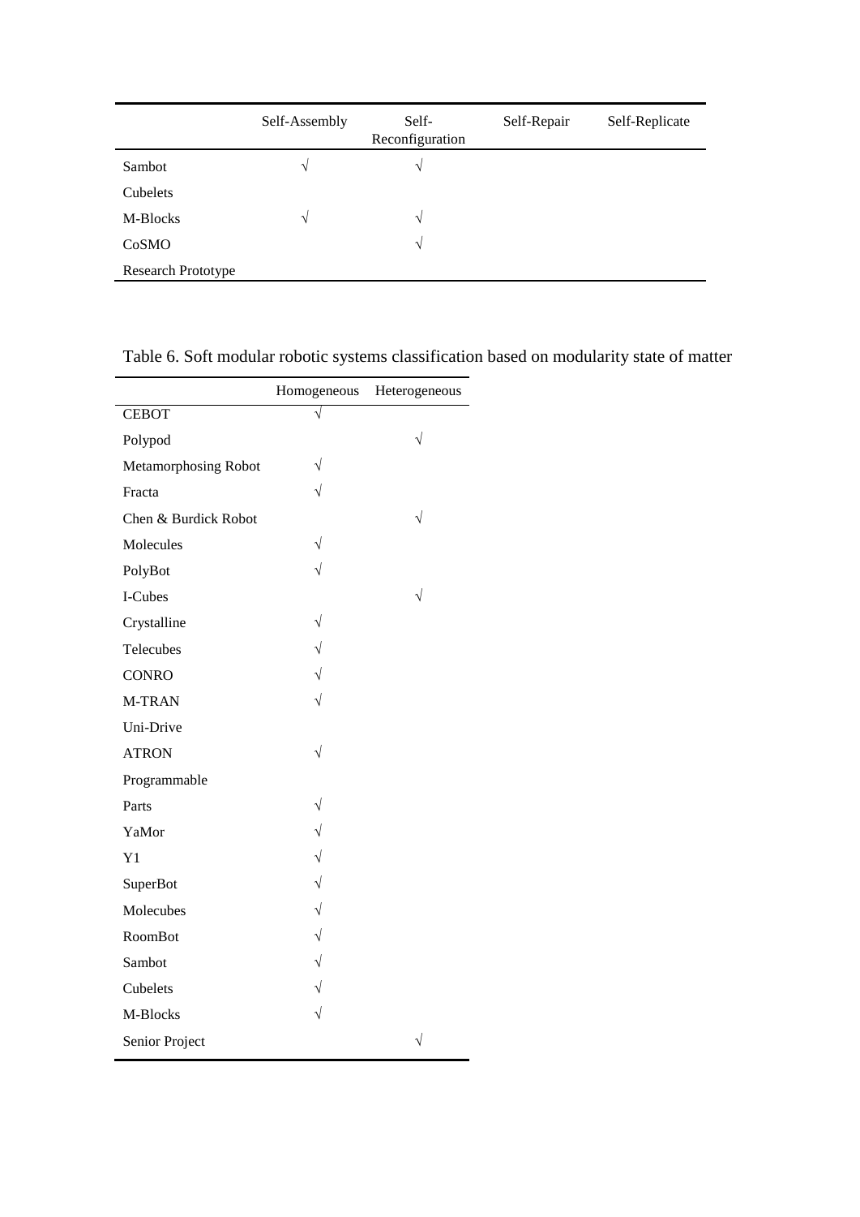| | Self-Assembly | Self-Reconfiguration | Self-Repair | Self-Replicate |
|---|---|---|---|---|
| Sambot | √ | √ | | |
| Cubelets | | | | |
| M-Blocks | √ | √ | | |
| CoSMO | | √ | | |
| Research Prototype | | | | |

Table 6. Soft modular robotic systems classification based on modularity state of matter

| | Homogeneous | Heterogeneous |
|---|---|---|
| CEBOT | √ | |
| Polypod | | √ |
| Metamorphosing Robot | √ | |
| Fracta | √ | |
| Chen & Burdick Robot | | √ |
| Molecules | √ | |
| PolyBot | √ | |
| I-Cubes | | √ |
| Crystalline | √ | |
| Telecubes | √ | |
| CONRO | √ | |
| M-TRAN | √ | |
| Uni-Drive | | |
| ATRON | √ | |
| Programmable | | |
| Parts | √ | |
| YaMor | √ | |
| Y1 | √ | |
| SuperBot | √ | |
| Molecubes | √ | |
| RoomBot | √ | |
| Sambot | √ | |
| Cubelets | √ | |
| M-Blocks | √ | |
| Senior Project | | √ |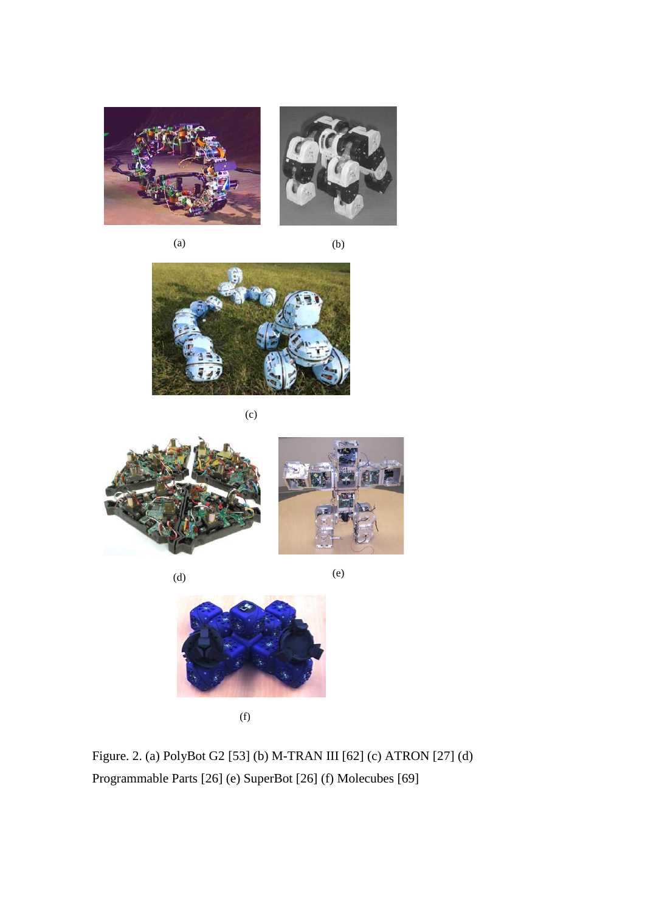(a)

(b)

(c)

(d)

(e)

(f)

Figure. 2. (a) PolyBot G2 [53] (b) M-TRAN III [62] (c) ATRON [27] (d) Programmable Parts [26] (e) SuperBot [26] (f) Molecubes [69]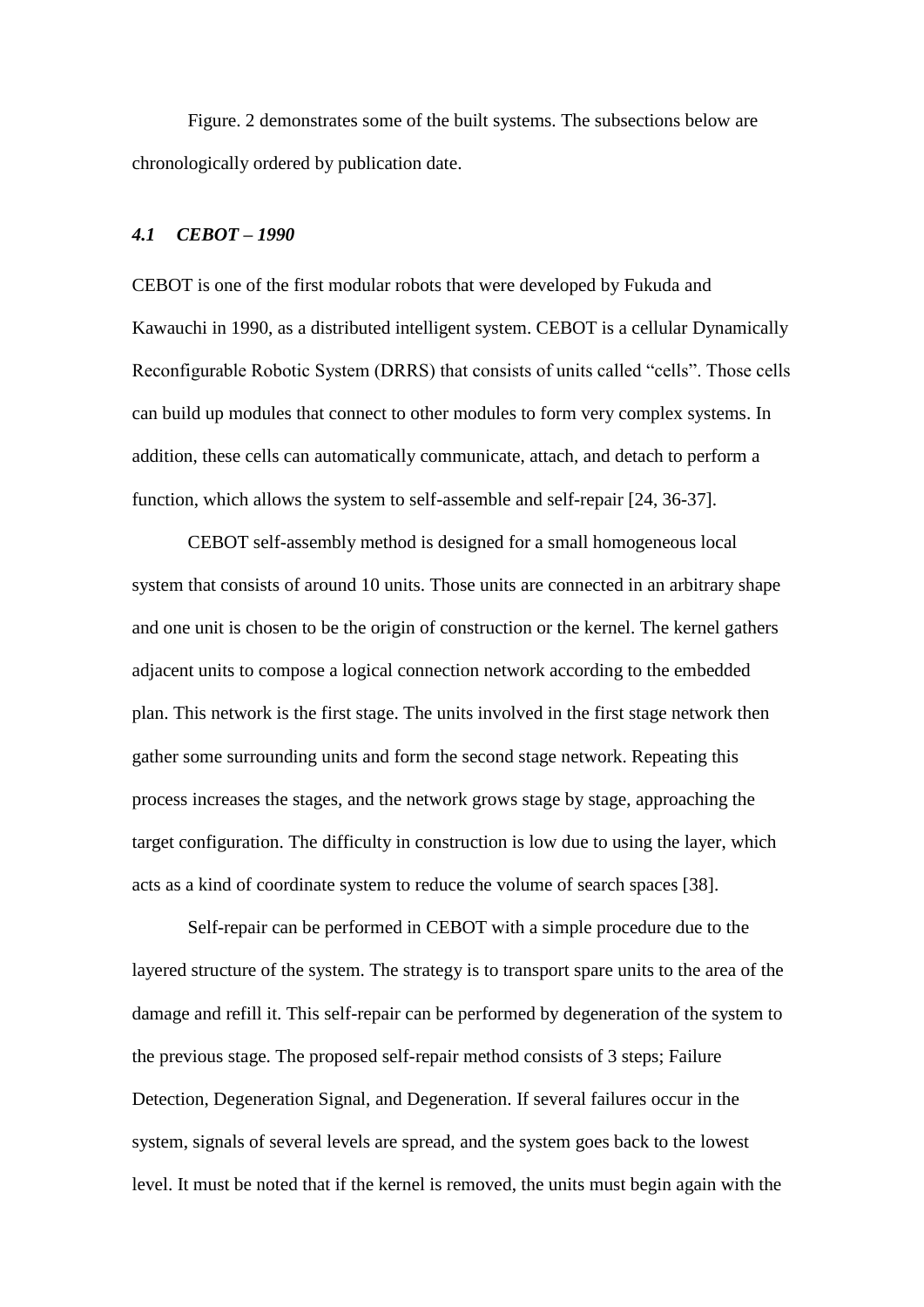Figure. 2 demonstrates some of the built systems. The subsections below are chronologically ordered by publication date.

### *4.1 CEBOT – 1990*

CEBOT is one of the first modular robots that were developed by Fukuda and Kawauchi in 1990, as a distributed intelligent system. CEBOT is a cellular Dynamically Reconfigurable Robotic System (DRRS) that consists of units called "cells". Those cells can build up modules that connect to other modules to form very complex systems. In addition, these cells can automatically communicate, attach, and detach to perform a function, which allows the system to self-assemble and self-repair [24, 36-37].

CEBOT self-assembly method is designed for a small homogeneous local system that consists of around 10 units. Those units are connected in an arbitrary shape and one unit is chosen to be the origin of construction or the kernel. The kernel gathers adjacent units to compose a logical connection network according to the embedded plan. This network is the first stage. The units involved in the first stage network then gather some surrounding units and form the second stage network. Repeating this process increases the stages, and the network grows stage by stage, approaching the target configuration. The difficulty in construction is low due to using the layer, which acts as a kind of coordinate system to reduce the volume of search spaces [38].

Self-repair can be performed in CEBOT with a simple procedure due to the layered structure of the system. The strategy is to transport spare units to the area of the damage and refill it. This self-repair can be performed by degeneration of the system to the previous stage. The proposed self-repair method consists of 3 steps; Failure Detection, Degeneration Signal, and Degeneration. If several failures occur in the system, signals of several levels are spread, and the system goes back to the lowest level. It must be noted that if the kernel is removed, the units must begin again with the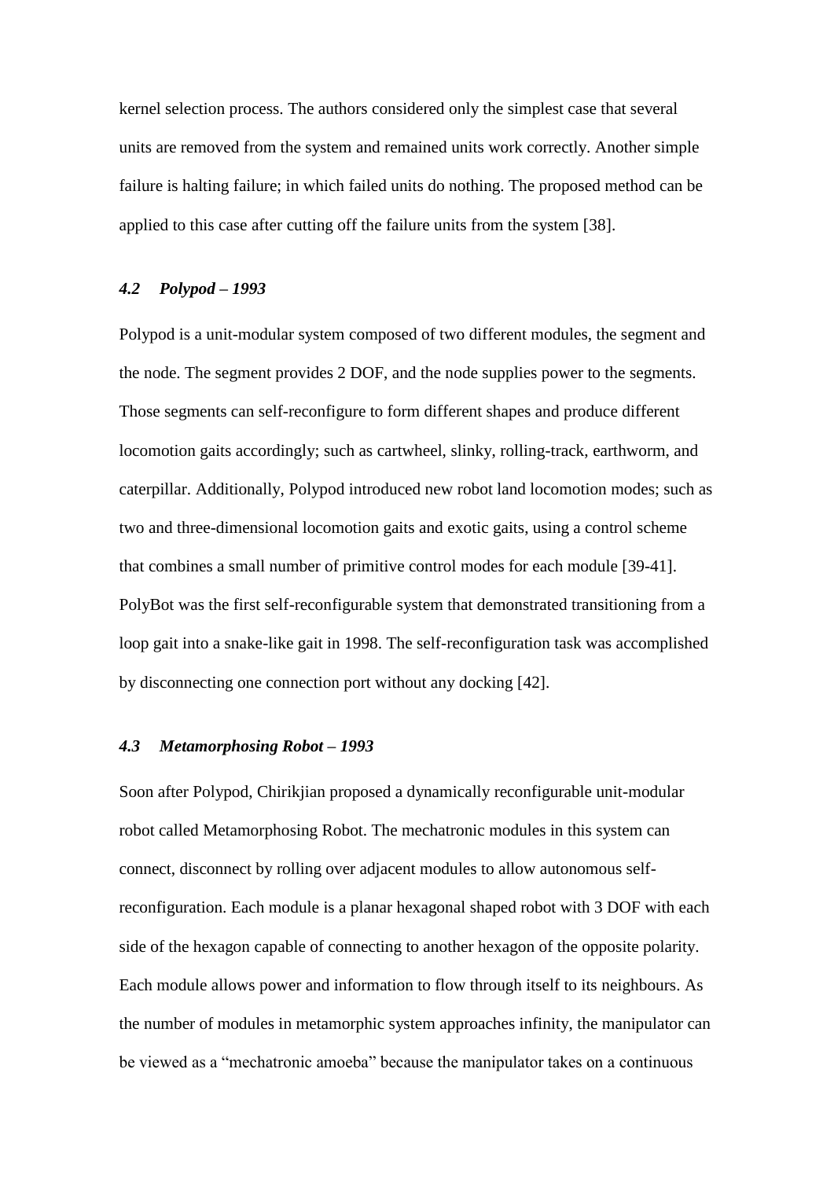kernel selection process. The authors considered only the simplest case that several units are removed from the system and remained units work correctly. Another simple failure is halting failure; in which failed units do nothing. The proposed method can be applied to this case after cutting off the failure units from the system [38].

### *4.2 Polypod – 1993*

Polypod is a unit-modular system composed of two different modules, the segment and the node. The segment provides 2 DOF, and the node supplies power to the segments. Those segments can self-reconfigure to form different shapes and produce different locomotion gaits accordingly; such as cartwheel, slinky, rolling-track, earthworm, and caterpillar. Additionally, Polypod introduced new robot land locomotion modes; such as two and three-dimensional locomotion gaits and exotic gaits, using a control scheme that combines a small number of primitive control modes for each module [39-41]. PolyBot was the first self-reconfigurable system that demonstrated transitioning from a loop gait into a snake-like gait in 1998. The self-reconfiguration task was accomplished by disconnecting one connection port without any docking [42].

### *4.3 Metamorphosing Robot – 1993*

Soon after Polypod, Chirikjian proposed a dynamically reconfigurable unit-modular robot called Metamorphosing Robot. The mechatronic modules in this system can connect, disconnect by rolling over adjacent modules to allow autonomous self-reconfiguration. Each module is a planar hexagonal shaped robot with 3 DOF with each side of the hexagon capable of connecting to another hexagon of the opposite polarity. Each module allows power and information to flow through itself to its neighbours. As the number of modules in metamorphic system approaches infinity, the manipulator can be viewed as a "mechatronic amoeba" because the manipulator takes on a continuous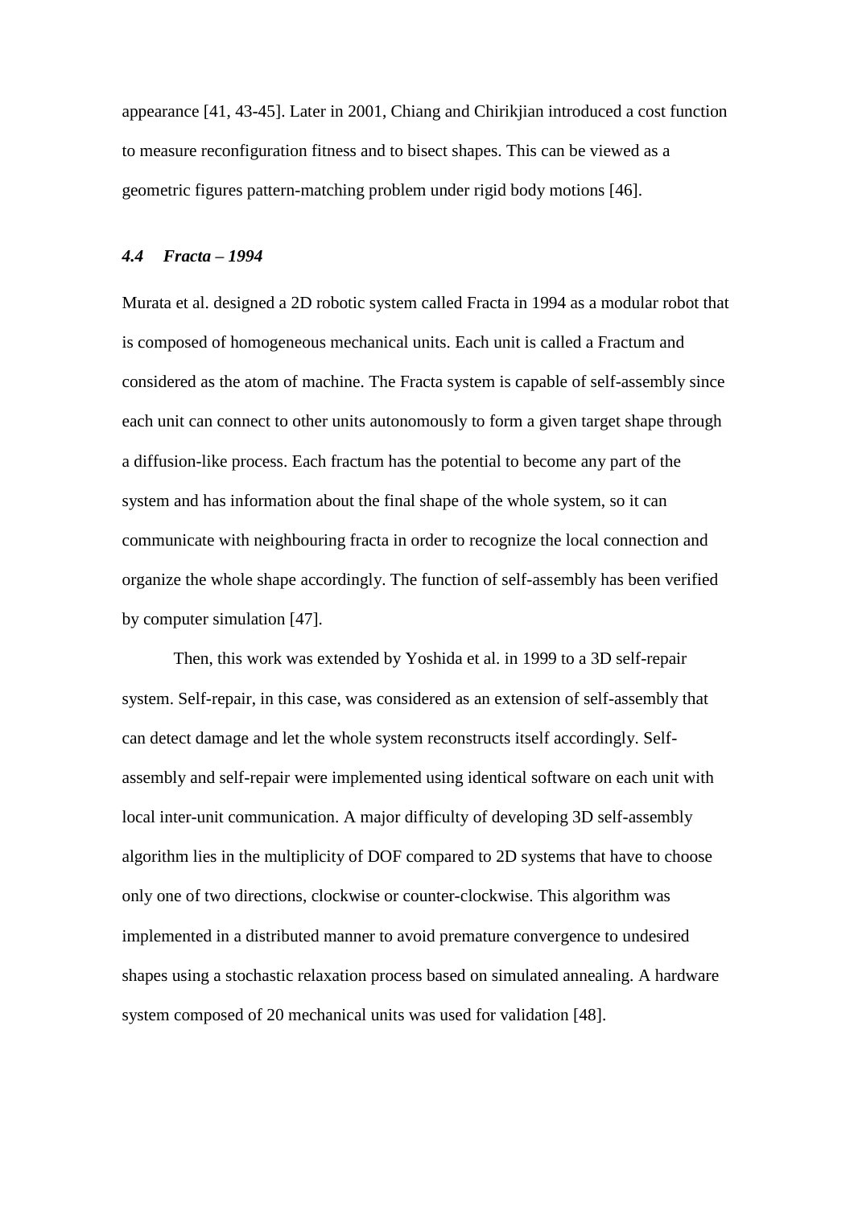appearance [41, 43-45]. Later in 2001, Chiang and Chirikjian introduced a cost function to measure reconfiguration fitness and to bisect shapes. This can be viewed as a geometric figures pattern-matching problem under rigid body motions [46].

### *4.4 Fracta – 1994*

Murata et al. designed a 2D robotic system called Fracta in 1994 as a modular robot that is composed of homogeneous mechanical units. Each unit is called a Fractum and considered as the atom of machine. The Fracta system is capable of self-assembly since each unit can connect to other units autonomously to form a given target shape through a diffusion-like process. Each fractum has the potential to become any part of the system and has information about the final shape of the whole system, so it can communicate with neighbouring fracta in order to recognize the local connection and organize the whole shape accordingly. The function of self-assembly has been verified by computer simulation [47].

Then, this work was extended by Yoshida et al. in 1999 to a 3D self-repair system. Self-repair, in this case, was considered as an extension of self-assembly that can detect damage and let the whole system reconstructs itself accordingly. Self-assembly and self-repair were implemented using identical software on each unit with local inter-unit communication. A major difficulty of developing 3D self-assembly algorithm lies in the multiplicity of DOF compared to 2D systems that have to choose only one of two directions, clockwise or counter-clockwise. This algorithm was implemented in a distributed manner to avoid premature convergence to undesired shapes using a stochastic relaxation process based on simulated annealing. A hardware system composed of 20 mechanical units was used for validation [48].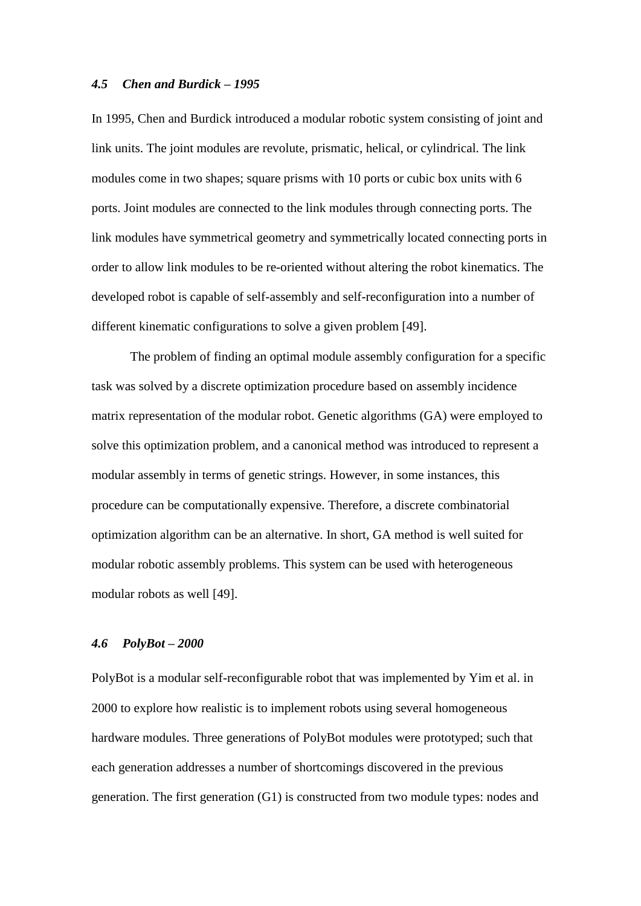### *4.5 Chen and Burdick – 1995*

In 1995, Chen and Burdick introduced a modular robotic system consisting of joint and link units. The joint modules are revolute, prismatic, helical, or cylindrical. The link modules come in two shapes; square prisms with 10 ports or cubic box units with 6 ports. Joint modules are connected to the link modules through connecting ports. The link modules have symmetrical geometry and symmetrically located connecting ports in order to allow link modules to be re-oriented without altering the robot kinematics. The developed robot is capable of self-assembly and self-reconfiguration into a number of different kinematic configurations to solve a given problem [49].

The problem of finding an optimal module assembly configuration for a specific task was solved by a discrete optimization procedure based on assembly incidence matrix representation of the modular robot. Genetic algorithms (GA) were employed to solve this optimization problem, and a canonical method was introduced to represent a modular assembly in terms of genetic strings. However, in some instances, this procedure can be computationally expensive. Therefore, a discrete combinatorial optimization algorithm can be an alternative. In short, GA method is well suited for modular robotic assembly problems. This system can be used with heterogeneous modular robots as well [49].

### *4.6 PolyBot – 2000*

PolyBot is a modular self-reconfigurable robot that was implemented by Yim et al. in 2000 to explore how realistic is to implement robots using several homogeneous hardware modules. Three generations of PolyBot modules were prototyped; such that each generation addresses a number of shortcomings discovered in the previous generation. The first generation (G1) is constructed from two module types: nodes and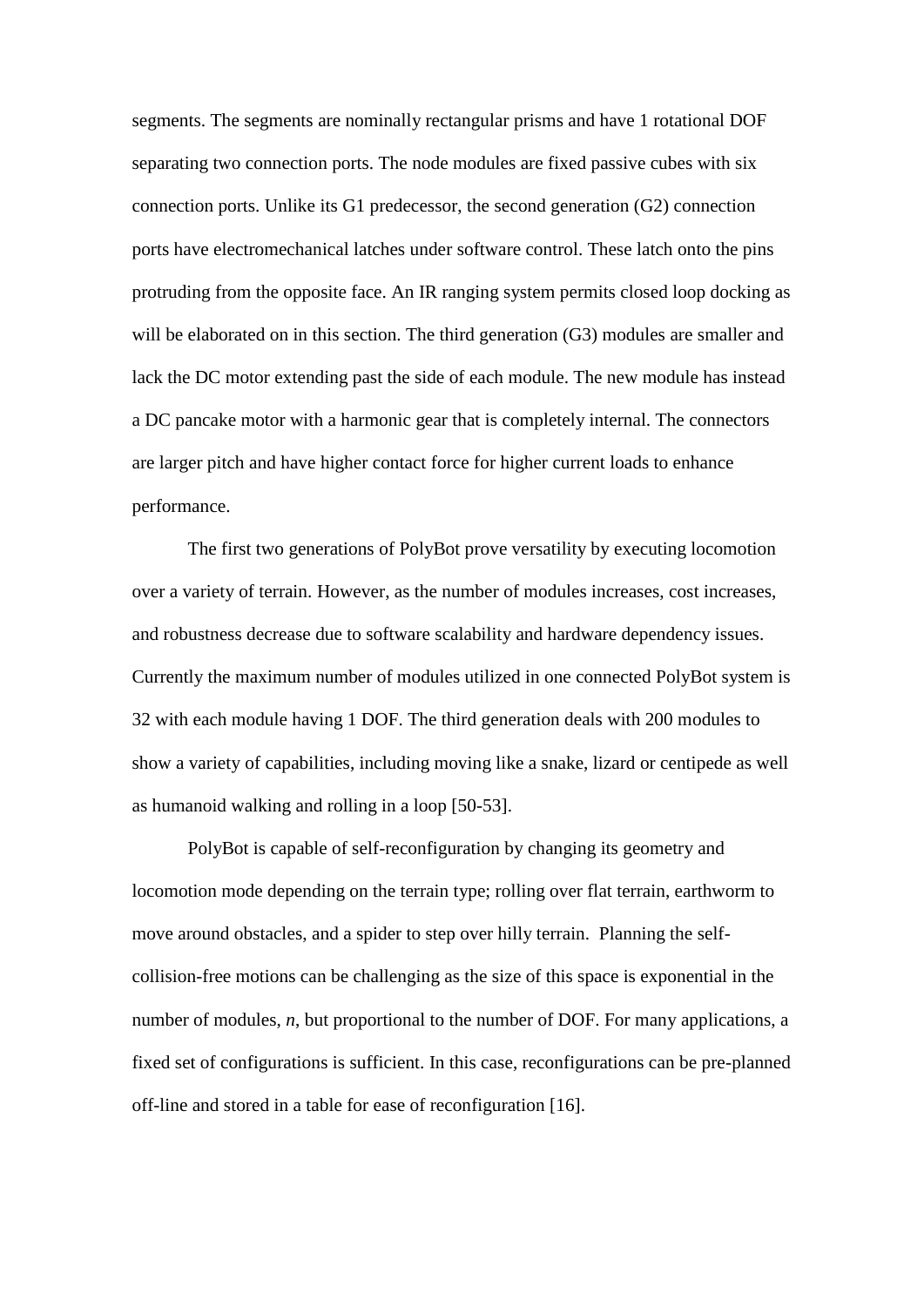segments. The segments are nominally rectangular prisms and have 1 rotational DOF separating two connection ports. The node modules are fixed passive cubes with six connection ports. Unlike its G1 predecessor, the second generation (G2) connection ports have electromechanical latches under software control. These latch onto the pins protruding from the opposite face. An IR ranging system permits closed loop docking as will be elaborated on in this section. The third generation (G3) modules are smaller and lack the DC motor extending past the side of each module. The new module has instead a DC pancake motor with a harmonic gear that is completely internal. The connectors are larger pitch and have higher contact force for higher current loads to enhance performance.

The first two generations of PolyBot prove versatility by executing locomotion over a variety of terrain. However, as the number of modules increases, cost increases, and robustness decrease due to software scalability and hardware dependency issues. Currently the maximum number of modules utilized in one connected PolyBot system is 32 with each module having 1 DOF. The third generation deals with 200 modules to show a variety of capabilities, including moving like a snake, lizard or centipede as well as humanoid walking and rolling in a loop [50-53].

PolyBot is capable of self-reconfiguration by changing its geometry and locomotion mode depending on the terrain type; rolling over flat terrain, earthworm to move around obstacles, and a spider to step over hilly terrain. Planning the self-collision-free motions can be challenging as the size of this space is exponential in the number of modules, *n*, but proportional to the number of DOF. For many applications, a fixed set of configurations is sufficient. In this case, reconfigurations can be pre-planned off-line and stored in a table for ease of reconfiguration [16].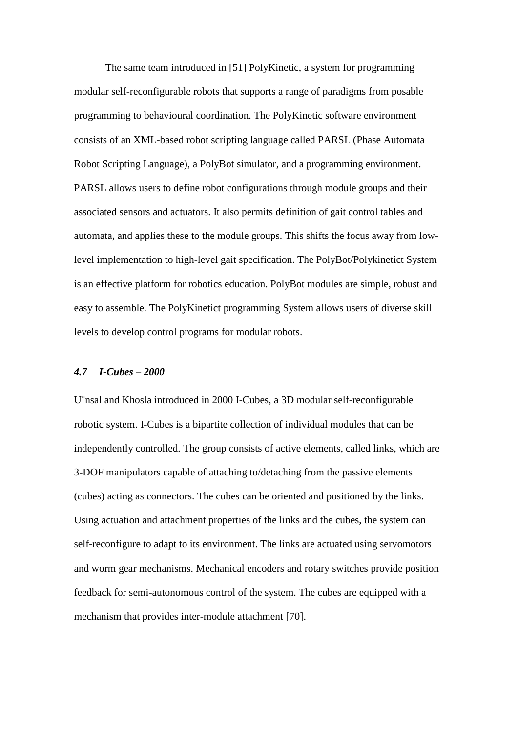The same team introduced in [51] PolyKinetic, a system for programming modular self-reconfigurable robots that supports a range of paradigms from posable programming to behavioural coordination. The PolyKinetic software environment consists of an XML-based robot scripting language called PARSL (Phase Automata Robot Scripting Language), a PolyBot simulator, and a programming environment. PARSL allows users to define robot configurations through module groups and their associated sensors and actuators. It also permits definition of gait control tables and automata, and applies these to the module groups. This shifts the focus away from low-level implementation to high-level gait specification. The PolyBot/Polykinetict System is an effective platform for robotics education. PolyBot modules are simple, robust and easy to assemble. The PolyKinetict programming System allows users of diverse skill levels to develop control programs for modular robots.

### *4.7 I-Cubes – 2000*

U¨nsal and Khosla introduced in 2000 I-Cubes, a 3D modular self-reconfigurable robotic system. I-Cubes is a bipartite collection of individual modules that can be independently controlled. The group consists of active elements, called links, which are 3-DOF manipulators capable of attaching to/detaching from the passive elements (cubes) acting as connectors. The cubes can be oriented and positioned by the links. Using actuation and attachment properties of the links and the cubes, the system can self-reconfigure to adapt to its environment. The links are actuated using servomotors and worm gear mechanisms. Mechanical encoders and rotary switches provide position feedback for semi-autonomous control of the system. The cubes are equipped with a mechanism that provides inter-module attachment [70].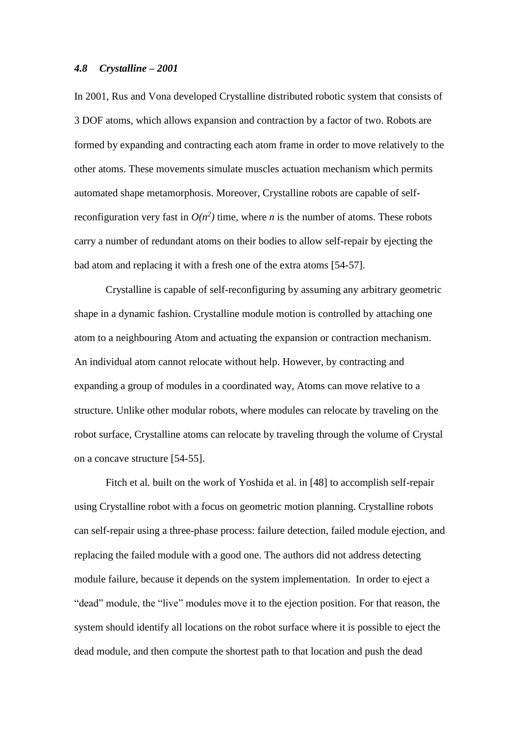### *4.8 Crystalline – 2001*

In 2001, Rus and Vona developed Crystalline distributed robotic system that consists of 3 DOF atoms, which allows expansion and contraction by a factor of two. Robots are formed by expanding and contracting each atom frame in order to move relatively to the other atoms. These movements simulate muscles actuation mechanism which permits automated shape metamorphosis. Moreover, Crystalline robots are capable of self-reconfiguration very fast in $O(n^2)$ time, where $n$ is the number of atoms. These robots carry a number of redundant atoms on their bodies to allow self-repair by ejecting the bad atom and replacing it with a fresh one of the extra atoms [54-57].

Crystalline is capable of self-reconfiguring by assuming any arbitrary geometric shape in a dynamic fashion. Crystalline module motion is controlled by attaching one atom to a neighbouring Atom and actuating the expansion or contraction mechanism. An individual atom cannot relocate without help. However, by contracting and expanding a group of modules in a coordinated way, Atoms can move relative to a structure. Unlike other modular robots, where modules can relocate by traveling on the robot surface, Crystalline atoms can relocate by traveling through the volume of Crystal on a concave structure [54-55].

Fitch et al. built on the work of Yoshida et al. in [48] to accomplish self-repair using Crystalline robot with a focus on geometric motion planning. Crystalline robots can self-repair using a three-phase process: failure detection, failed module ejection, and replacing the failed module with a good one. The authors did not address detecting module failure, because it depends on the system implementation. In order to eject a "dead" module, the "live" modules move it to the ejection position. For that reason, the system should identify all locations on the robot surface where it is possible to eject the dead module, and then compute the shortest path to that location and push the dead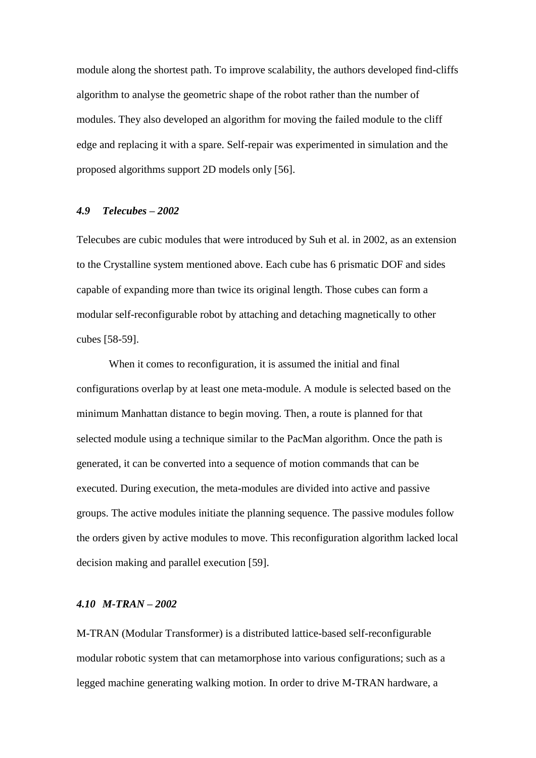module along the shortest path. To improve scalability, the authors developed find-cliffs algorithm to analyse the geometric shape of the robot rather than the number of modules. They also developed an algorithm for moving the failed module to the cliff edge and replacing it with a spare. Self-repair was experimented in simulation and the proposed algorithms support 2D models only [56].

### *4.9 Telecubes – 2002*

Telecubes are cubic modules that were introduced by Suh et al. in 2002, as an extension to the Crystalline system mentioned above. Each cube has 6 prismatic DOF and sides capable of expanding more than twice its original length. Those cubes can form a modular self-reconfigurable robot by attaching and detaching magnetically to other cubes [58-59].

When it comes to reconfiguration, it is assumed the initial and final configurations overlap by at least one meta-module. A module is selected based on the minimum Manhattan distance to begin moving. Then, a route is planned for that selected module using a technique similar to the PacMan algorithm. Once the path is generated, it can be converted into a sequence of motion commands that can be executed. During execution, the meta-modules are divided into active and passive groups. The active modules initiate the planning sequence. The passive modules follow the orders given by active modules to move. This reconfiguration algorithm lacked local decision making and parallel execution [59].

### *4.10 M-TRAN – 2002*

M-TRAN (Modular Transformer) is a distributed lattice-based self-reconfigurable modular robotic system that can metamorphose into various configurations; such as a legged machine generating walking motion. In order to drive M-TRAN hardware, a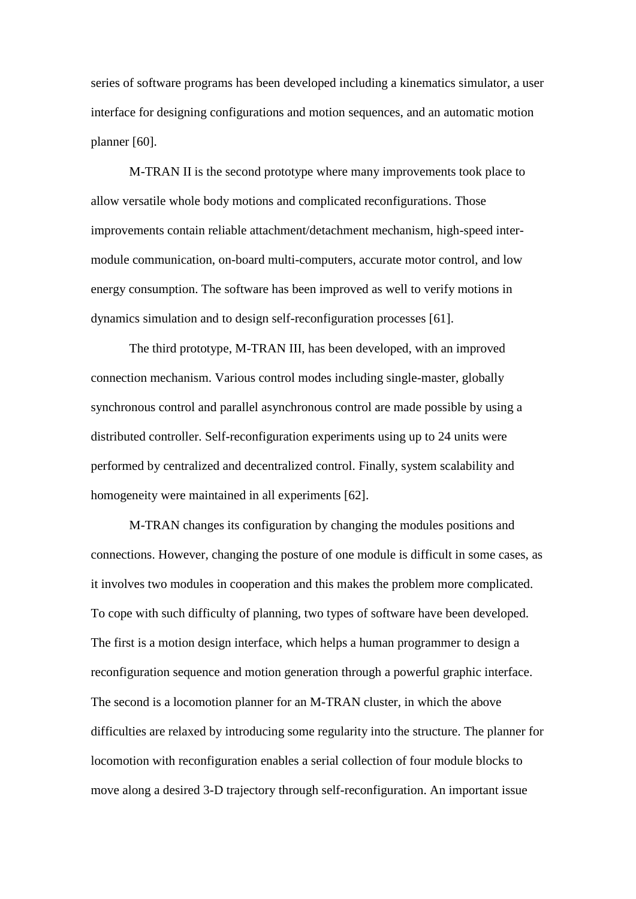series of software programs has been developed including a kinematics simulator, a user interface for designing configurations and motion sequences, and an automatic motion planner [60].

M-TRAN II is the second prototype where many improvements took place to allow versatile whole body motions and complicated reconfigurations. Those improvements contain reliable attachment/detachment mechanism, high-speed inter-module communication, on-board multi-computers, accurate motor control, and low energy consumption. The software has been improved as well to verify motions in dynamics simulation and to design self-reconfiguration processes [61].

The third prototype, M-TRAN III, has been developed, with an improved connection mechanism. Various control modes including single-master, globally synchronous control and parallel asynchronous control are made possible by using a distributed controller. Self-reconfiguration experiments using up to 24 units were performed by centralized and decentralized control. Finally, system scalability and homogeneity were maintained in all experiments [62].

M-TRAN changes its configuration by changing the modules positions and connections. However, changing the posture of one module is difficult in some cases, as it involves two modules in cooperation and this makes the problem more complicated. To cope with such difficulty of planning, two types of software have been developed. The first is a motion design interface, which helps a human programmer to design a reconfiguration sequence and motion generation through a powerful graphic interface. The second is a locomotion planner for an M-TRAN cluster, in which the above difficulties are relaxed by introducing some regularity into the structure. The planner for locomotion with reconfiguration enables a serial collection of four module blocks to move along a desired 3-D trajectory through self-reconfiguration. An important issue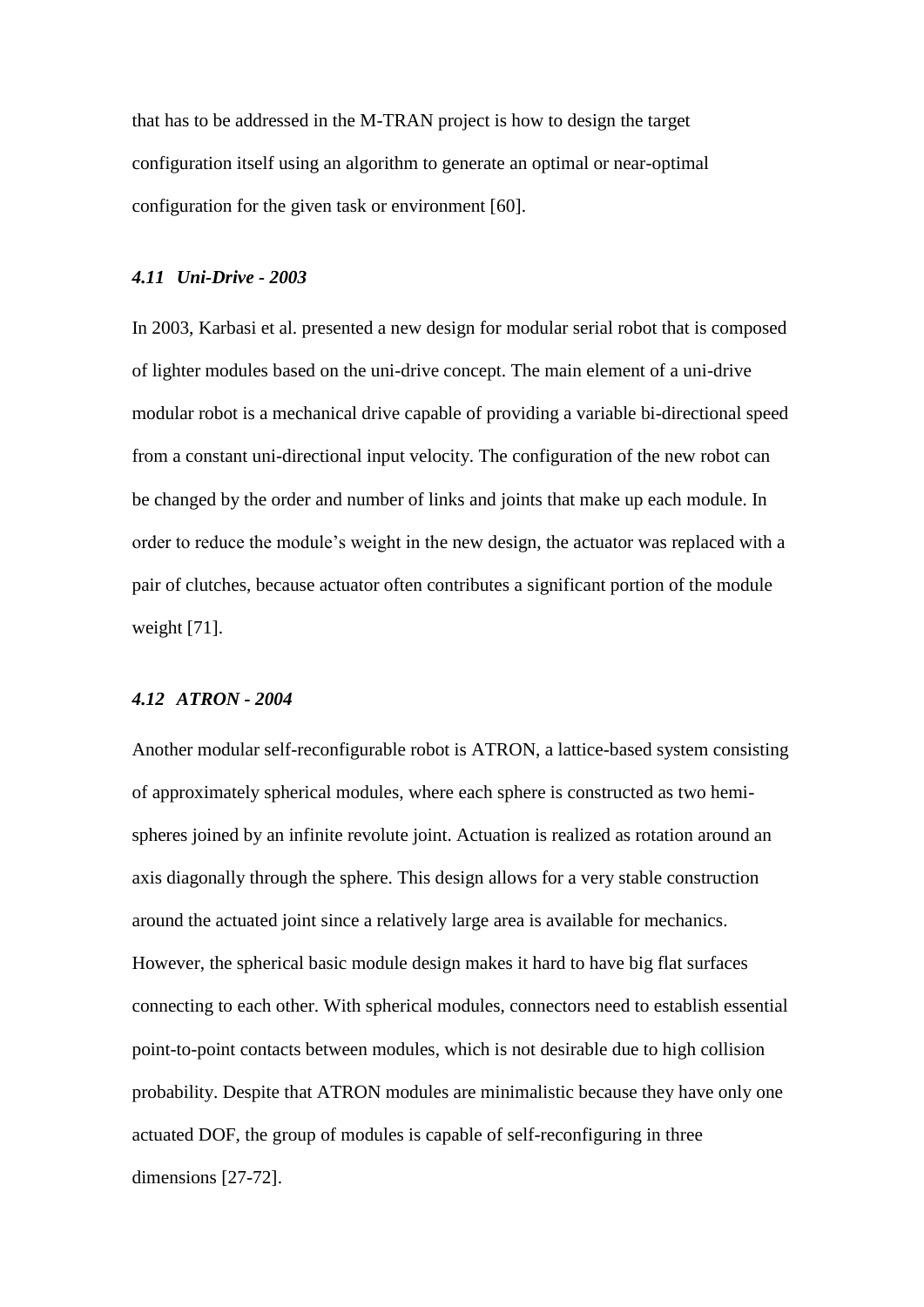that has to be addressed in the M-TRAN project is how to design the target configuration itself using an algorithm to generate an optimal or near-optimal configuration for the given task or environment [60].

### *4.11 Uni-Drive - 2003*

In 2003, Karbasi et al. presented a new design for modular serial robot that is composed of lighter modules based on the uni-drive concept. The main element of a uni-drive modular robot is a mechanical drive capable of providing a variable bi-directional speed from a constant uni-directional input velocity. The configuration of the new robot can be changed by the order and number of links and joints that make up each module. In order to reduce the module's weight in the new design, the actuator was replaced with a pair of clutches, because actuator often contributes a significant portion of the module weight [71].

### *4.12 ATRON - 2004*

Another modular self-reconfigurable robot is ATRON, a lattice-based system consisting of approximately spherical modules, where each sphere is constructed as two hemi-spheres joined by an infinite revolute joint. Actuation is realized as rotation around an axis diagonally through the sphere. This design allows for a very stable construction around the actuated joint since a relatively large area is available for mechanics. However, the spherical basic module design makes it hard to have big flat surfaces connecting to each other. With spherical modules, connectors need to establish essential point-to-point contacts between modules, which is not desirable due to high collision probability. Despite that ATRON modules are minimalistic because they have only one actuated DOF, the group of modules is capable of self-reconfiguring in three dimensions [27-72].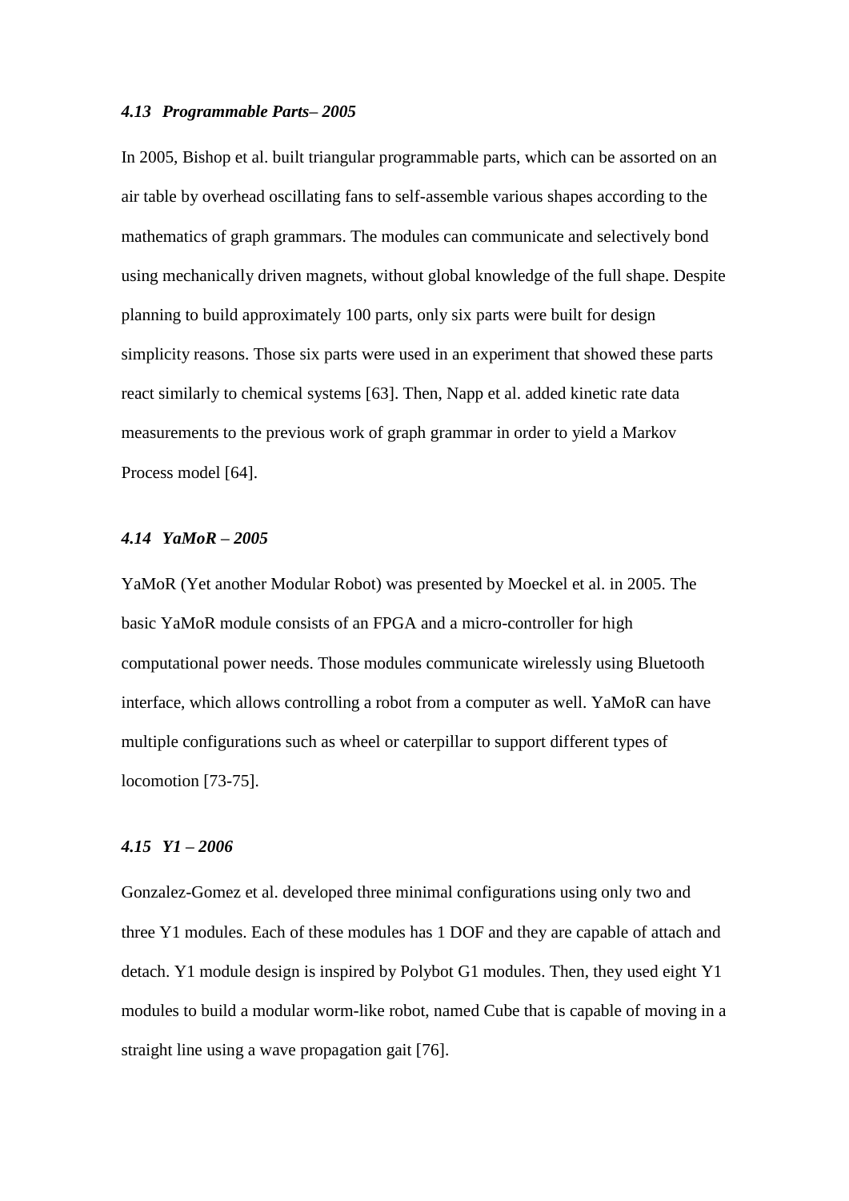### *4.13 Programmable Parts– 2005*

In 2005, Bishop et al. built triangular programmable parts, which can be assorted on an air table by overhead oscillating fans to self-assemble various shapes according to the mathematics of graph grammars. The modules can communicate and selectively bond using mechanically driven magnets, without global knowledge of the full shape. Despite planning to build approximately 100 parts, only six parts were built for design simplicity reasons. Those six parts were used in an experiment that showed these parts react similarly to chemical systems [63]. Then, Napp et al. added kinetic rate data measurements to the previous work of graph grammar in order to yield a Markov Process model [64].

### *4.14 YaMoR – 2005*

YaMoR (Yet another Modular Robot) was presented by Moeckel et al. in 2005. The basic YaMoR module consists of an FPGA and a micro-controller for high computational power needs. Those modules communicate wirelessly using Bluetooth interface, which allows controlling a robot from a computer as well. YaMoR can have multiple configurations such as wheel or caterpillar to support different types of locomotion [73-75].

### *4.15 Y1 – 2006*

Gonzalez-Gomez et al. developed three minimal configurations using only two and three Y1 modules. Each of these modules has 1 DOF and they are capable of attach and detach. Y1 module design is inspired by Polybot G1 modules. Then, they used eight Y1 modules to build a modular worm-like robot, named Cube that is capable of moving in a straight line using a wave propagation gait [76].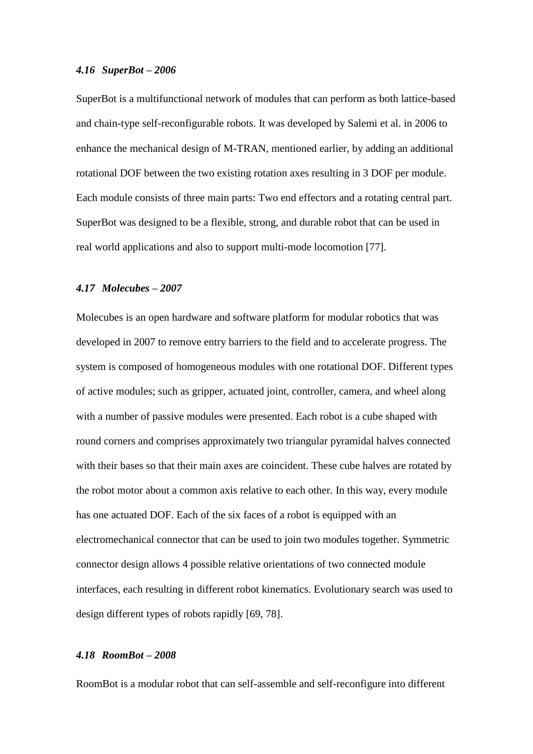### *4.16 SuperBot – 2006*

SuperBot is a multifunctional network of modules that can perform as both lattice-based and chain-type self-reconfigurable robots. It was developed by Salemi et al. in 2006 to enhance the mechanical design of M-TRAN, mentioned earlier, by adding an additional rotational DOF between the two existing rotation axes resulting in 3 DOF per module. Each module consists of three main parts: Two end effectors and a rotating central part. SuperBot was designed to be a flexible, strong, and durable robot that can be used in real world applications and also to support multi-mode locomotion [77].

### *4.17 Molecubes – 2007*

Molecubes is an open hardware and software platform for modular robotics that was developed in 2007 to remove entry barriers to the field and to accelerate progress. The system is composed of homogeneous modules with one rotational DOF. Different types of active modules; such as gripper, actuated joint, controller, camera, and wheel along with a number of passive modules were presented. Each robot is a cube shaped with round corners and comprises approximately two triangular pyramidal halves connected with their bases so that their main axes are coincident. These cube halves are rotated by the robot motor about a common axis relative to each other. In this way, every module has one actuated DOF. Each of the six faces of a robot is equipped with an electromechanical connector that can be used to join two modules together. Symmetric connector design allows 4 possible relative orientations of two connected module interfaces, each resulting in different robot kinematics. Evolutionary search was used to design different types of robots rapidly [69, 78].

### *4.18 RoomBot – 2008*

RoomBot is a modular robot that can self-assemble and self-reconfigure into different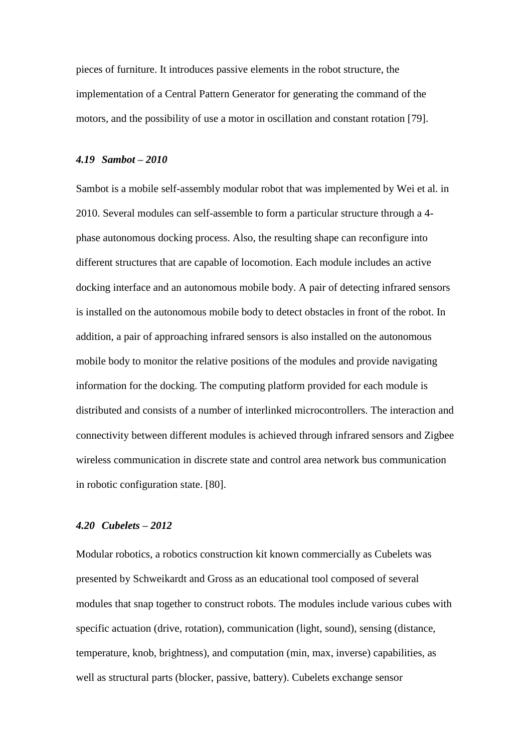pieces of furniture. It introduces passive elements in the robot structure, the implementation of a Central Pattern Generator for generating the command of the motors, and the possibility of use a motor in oscillation and constant rotation [79].

### *4.19 Sambot – 2010*

Sambot is a mobile self-assembly modular robot that was implemented by Wei et al. in 2010. Several modules can self-assemble to form a particular structure through a 4-phase autonomous docking process. Also, the resulting shape can reconfigure into different structures that are capable of locomotion. Each module includes an active docking interface and an autonomous mobile body. A pair of detecting infrared sensors is installed on the autonomous mobile body to detect obstacles in front of the robot. In addition, a pair of approaching infrared sensors is also installed on the autonomous mobile body to monitor the relative positions of the modules and provide navigating information for the docking. The computing platform provided for each module is distributed and consists of a number of interlinked microcontrollers. The interaction and connectivity between different modules is achieved through infrared sensors and Zigbee wireless communication in discrete state and control area network bus communication in robotic configuration state. [80].

### *4.20 Cubelets – 2012*

Modular robotics, a robotics construction kit known commercially as Cubelets was presented by Schweikardt and Gross as an educational tool composed of several modules that snap together to construct robots. The modules include various cubes with specific actuation (drive, rotation), communication (light, sound), sensing (distance, temperature, knob, brightness), and computation (min, max, inverse) capabilities, as well as structural parts (blocker, passive, battery). Cubelets exchange sensor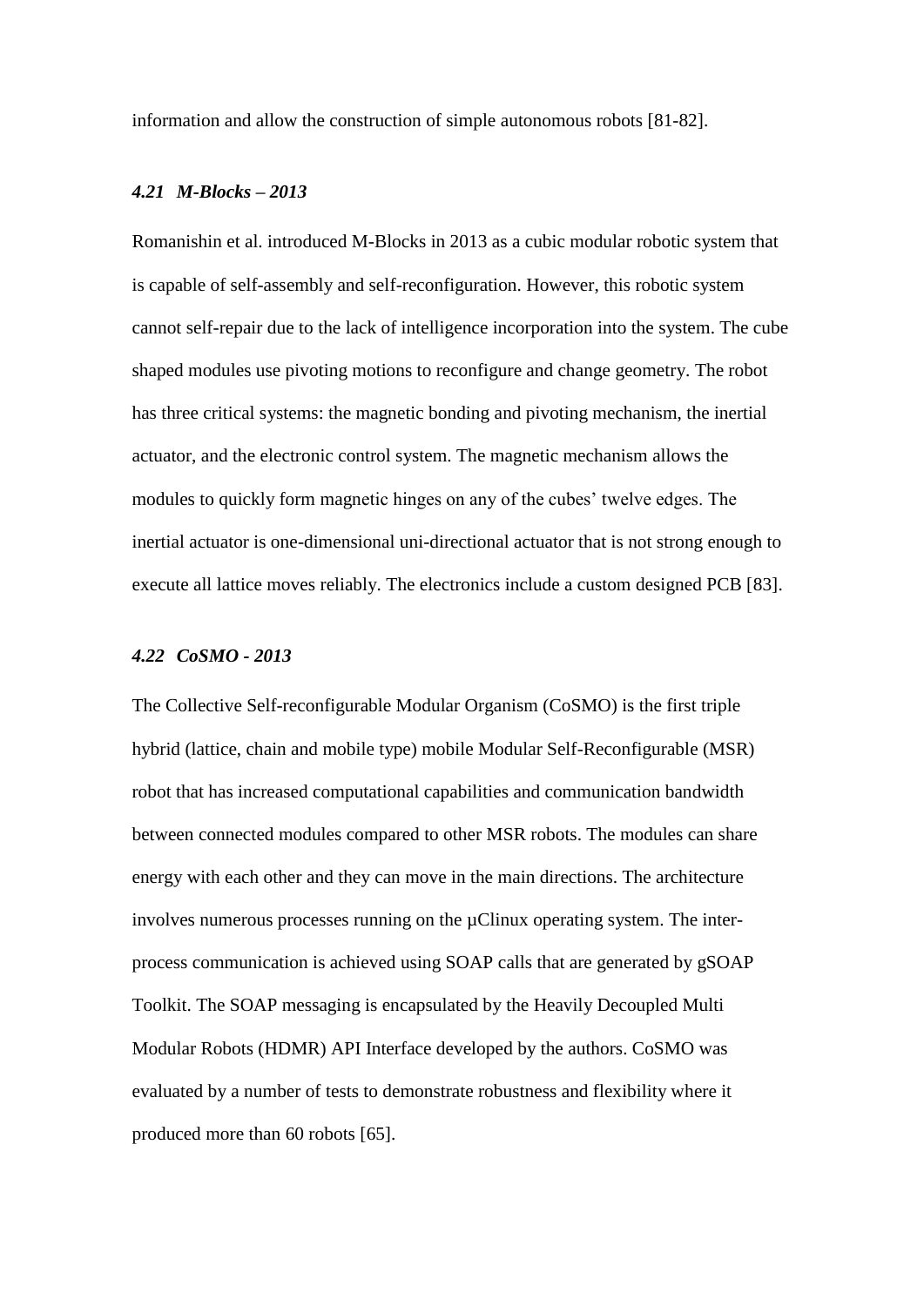information and allow the construction of simple autonomous robots [81-82].

### *4.21 M-Blocks – 2013*

Romanishin et al. introduced M-Blocks in 2013 as a cubic modular robotic system that is capable of self-assembly and self-reconfiguration. However, this robotic system cannot self-repair due to the lack of intelligence incorporation into the system. The cube shaped modules use pivoting motions to reconfigure and change geometry. The robot has three critical systems: the magnetic bonding and pivoting mechanism, the inertial actuator, and the electronic control system. The magnetic mechanism allows the modules to quickly form magnetic hinges on any of the cubes' twelve edges. The inertial actuator is one-dimensional uni-directional actuator that is not strong enough to execute all lattice moves reliably. The electronics include a custom designed PCB [83].

### *4.22 CoSMO - 2013*

The Collective Self-reconfigurable Modular Organism (CoSMO) is the first triple hybrid (lattice, chain and mobile type) mobile Modular Self-Reconfigurable (MSR) robot that has increased computational capabilities and communication bandwidth between connected modules compared to other MSR robots. The modules can share energy with each other and they can move in the main directions. The architecture involves numerous processes running on the µClinux operating system. The inter-process communication is achieved using SOAP calls that are generated by gSOAP Toolkit. The SOAP messaging is encapsulated by the Heavily Decoupled Multi Modular Robots (HDMR) API Interface developed by the authors. CoSMO was evaluated by a number of tests to demonstrate robustness and flexibility where it produced more than 60 robots [65].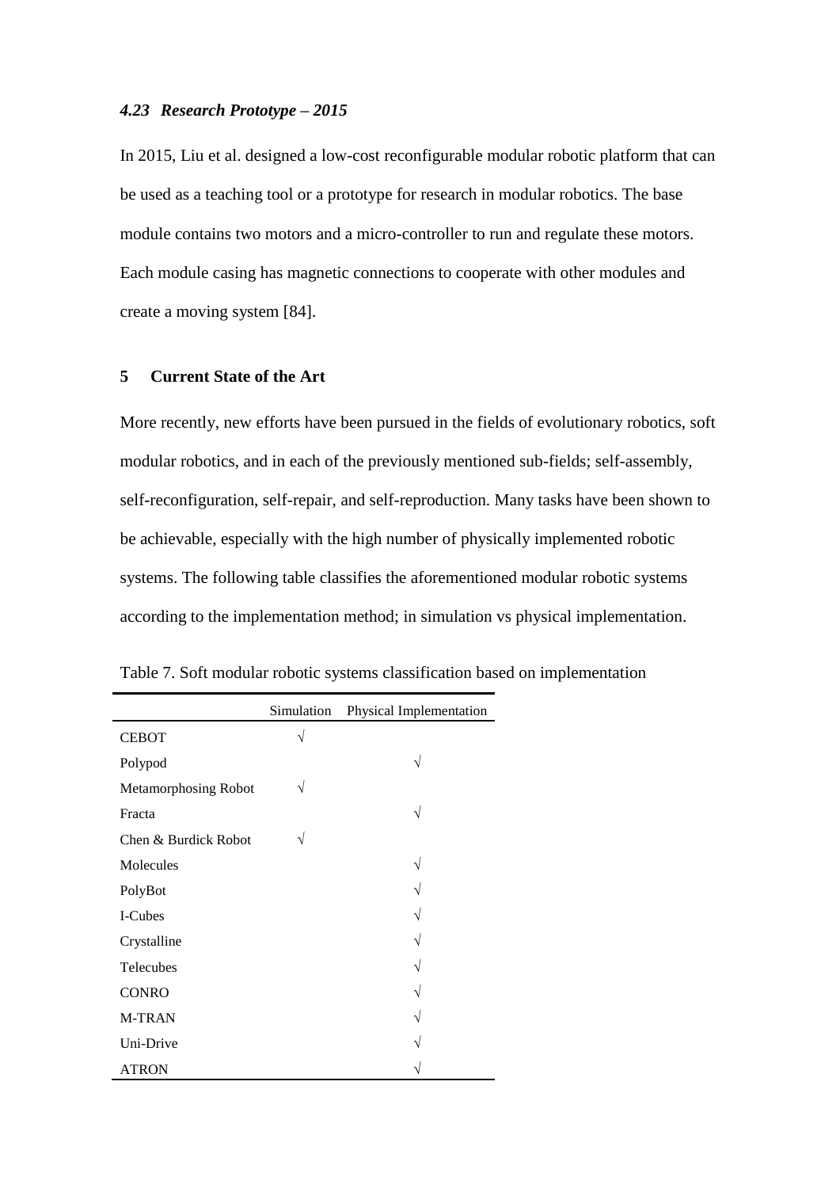### *4.23 Research Prototype – 2015*

In 2015, Liu et al. designed a low-cost reconfigurable modular robotic platform that can be used as a teaching tool or a prototype for research in modular robotics. The base module contains two motors and a micro-controller to run and regulate these motors. Each module casing has magnetic connections to cooperate with other modules and create a moving system [84].

## 5 Current State of the Art

More recently, new efforts have been pursued in the fields of evolutionary robotics, soft modular robotics, and in each of the previously mentioned sub-fields; self-assembly, self-reconfiguration, self-repair, and self-reproduction. Many tasks have been shown to be achievable, especially with the high number of physically implemented robotic systems. The following table classifies the aforementioned modular robotic systems according to the implementation method; in simulation vs physical implementation.

Table 7. Soft modular robotic systems classification based on implementation

| | Simulation | Physical Implementation |
|---|---|---|
| CEBOT | √ | |
| Polypod | | √ |
| Metamorphosing Robot | √ | |
| Fracta | | √ |
| Chen & Burdick Robot | √ | |
| Molecules | | √ |
| PolyBot | | √ |
| I-Cubes | | √ |
| Crystalline | | √ |
| Telecubes | | √ |
| CONRO | | √ |
| M-TRAN | | √ |
| Uni-Drive | | √ |
| ATRON | | √ |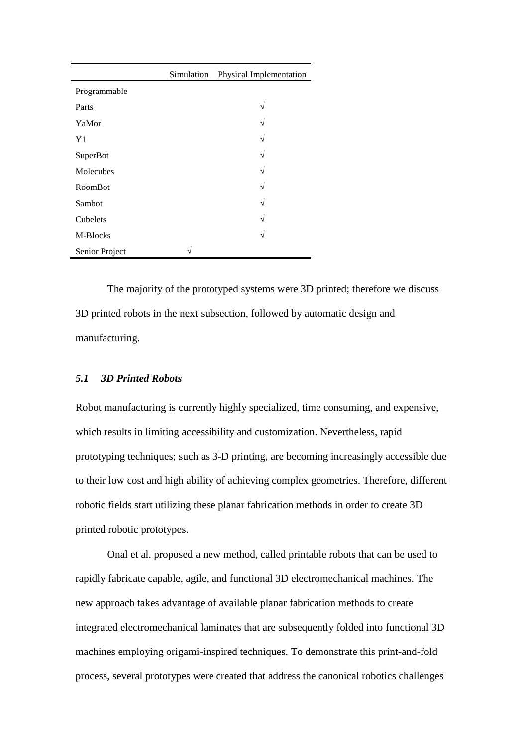| | Simulation | Physical Implementation |
|---|---|---|
| Programmable | | |
| Parts | | √ |
| YaMor | | √ |
| Y1 | | √ |
| SuperBot | | √ |
| Molecubes | | √ |
| RoomBot | | √ |
| Sambot | | √ |
| Cubelets | | √ |
| M-Blocks | | √ |
| Senior Project | √ | |

The majority of the prototyped systems were 3D printed; therefore we discuss 3D printed robots in the next subsection, followed by automatic design and manufacturing.

### *5.1 3D Printed Robots*

Robot manufacturing is currently highly specialized, time consuming, and expensive, which results in limiting accessibility and customization. Nevertheless, rapid prototyping techniques; such as 3-D printing, are becoming increasingly accessible due to their low cost and high ability of achieving complex geometries. Therefore, different robotic fields start utilizing these planar fabrication methods in order to create 3D printed robotic prototypes.

Onal et al. proposed a new method, called printable robots that can be used to rapidly fabricate capable, agile, and functional 3D electromechanical machines. The new approach takes advantage of available planar fabrication methods to create integrated electromechanical laminates that are subsequently folded into functional 3D machines employing origami-inspired techniques. To demonstrate this print-and-fold process, several prototypes were created that address the canonical robotics challenges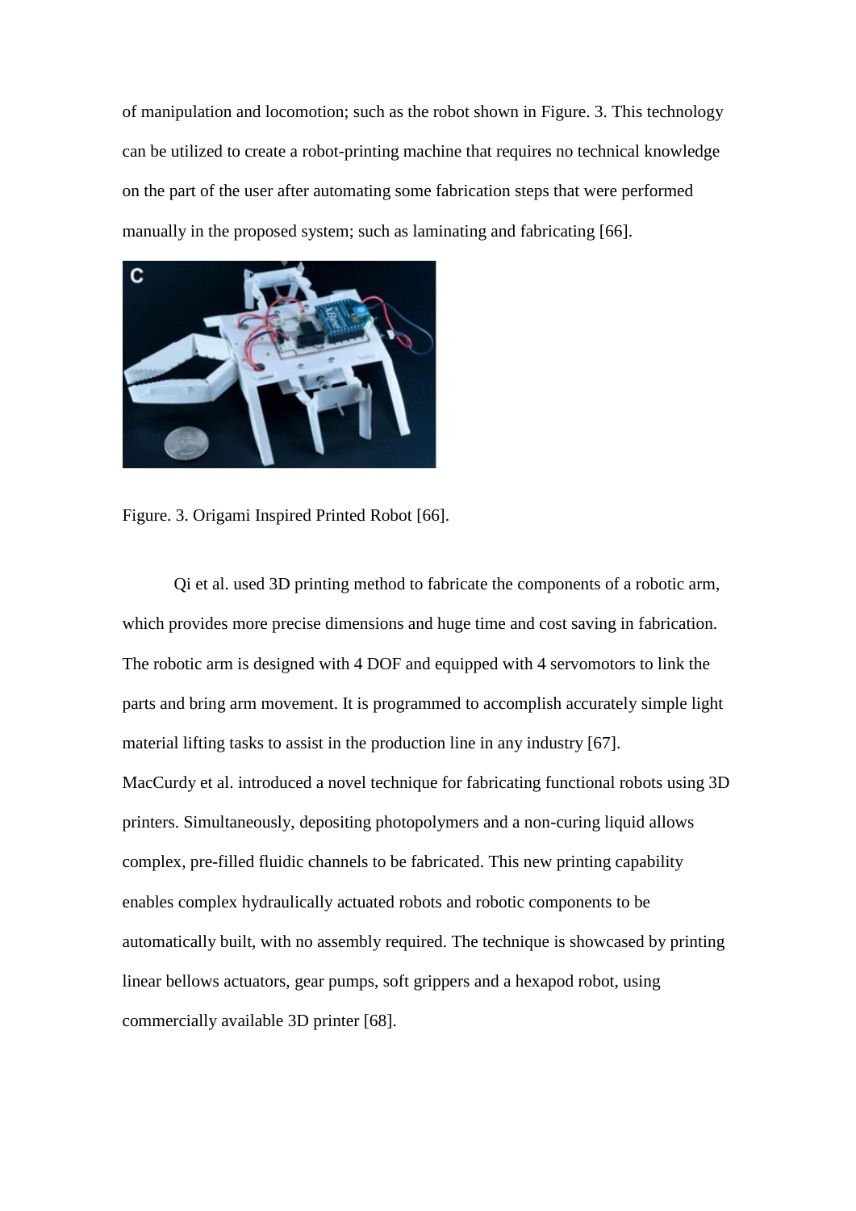of manipulation and locomotion; such as the robot shown in Figure. 3. This technology can be utilized to create a robot-printing machine that requires no technical knowledge on the part of the user after automating some fabrication steps that were performed manually in the proposed system; such as laminating and fabricating [66].

Figure. 3. Origami Inspired Printed Robot [66].

Qi et al. used 3D printing method to fabricate the components of a robotic arm, which provides more precise dimensions and huge time and cost saving in fabrication. The robotic arm is designed with 4 DOF and equipped with 4 servomotors to link the parts and bring arm movement. It is programmed to accomplish accurately simple light material lifting tasks to assist in the production line in any industry [67].

MacCurdy et al. introduced a novel technique for fabricating functional robots using 3D printers. Simultaneously, depositing photopolymers and a non-curing liquid allows complex, pre-filled fluidic channels to be fabricated. This new printing capability enables complex hydraulically actuated robots and robotic components to be automatically built, with no assembly required. The technique is showcased by printing linear bellows actuators, gear pumps, soft grippers and a hexapod robot, using commercially available 3D printer [68].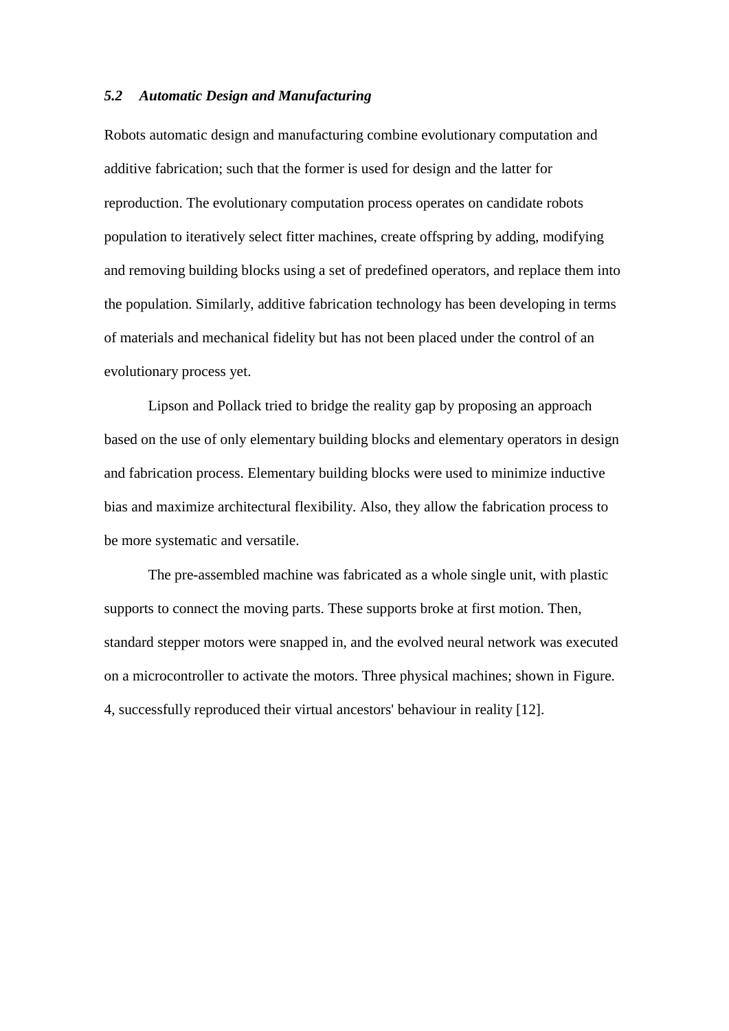### *5.2 Automatic Design and Manufacturing*

Robots automatic design and manufacturing combine evolutionary computation and additive fabrication; such that the former is used for design and the latter for reproduction. The evolutionary computation process operates on candidate robots population to iteratively select fitter machines, create offspring by adding, modifying and removing building blocks using a set of predefined operators, and replace them into the population. Similarly, additive fabrication technology has been developing in terms of materials and mechanical fidelity but has not been placed under the control of an evolutionary process yet.

Lipson and Pollack tried to bridge the reality gap by proposing an approach based on the use of only elementary building blocks and elementary operators in design and fabrication process. Elementary building blocks were used to minimize inductive bias and maximize architectural flexibility. Also, they allow the fabrication process to be more systematic and versatile.

The pre-assembled machine was fabricated as a whole single unit, with plastic supports to connect the moving parts. These supports broke at first motion. Then, standard stepper motors were snapped in, and the evolved neural network was executed on a microcontroller to activate the motors. Three physical machines; shown in Figure. 4, successfully reproduced their virtual ancestors' behaviour in reality [12].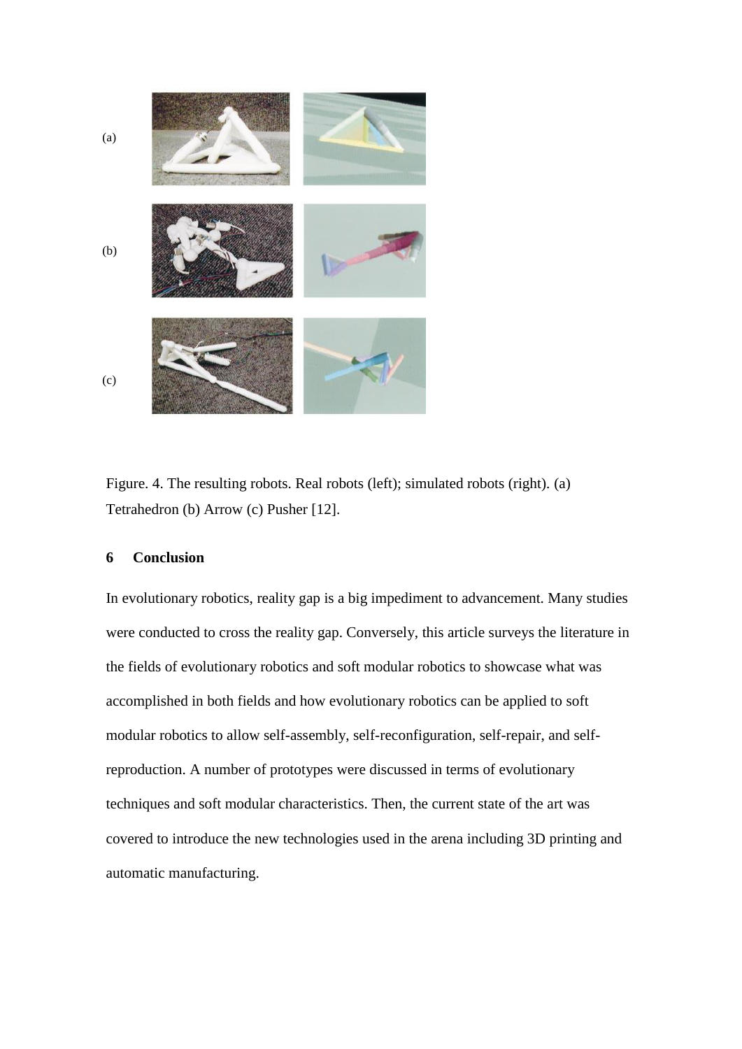Figure. 4. The resulting robots. Real robots (left); simulated robots (right). (a) Tetrahedron (b) Arrow (c) Pusher [12].

## 6 Conclusion

In evolutionary robotics, reality gap is a big impediment to advancement. Many studies were conducted to cross the reality gap. Conversely, this article surveys the literature in the fields of evolutionary robotics and soft modular robotics to showcase what was accomplished in both fields and how evolutionary robotics can be applied to soft modular robotics to allow self-assembly, self-reconfiguration, self-repair, and self-reproduction. A number of prototypes were discussed in terms of evolutionary techniques and soft modular characteristics. Then, the current state of the art was covered to introduce the new technologies used in the arena including 3D printing and automatic manufacturing.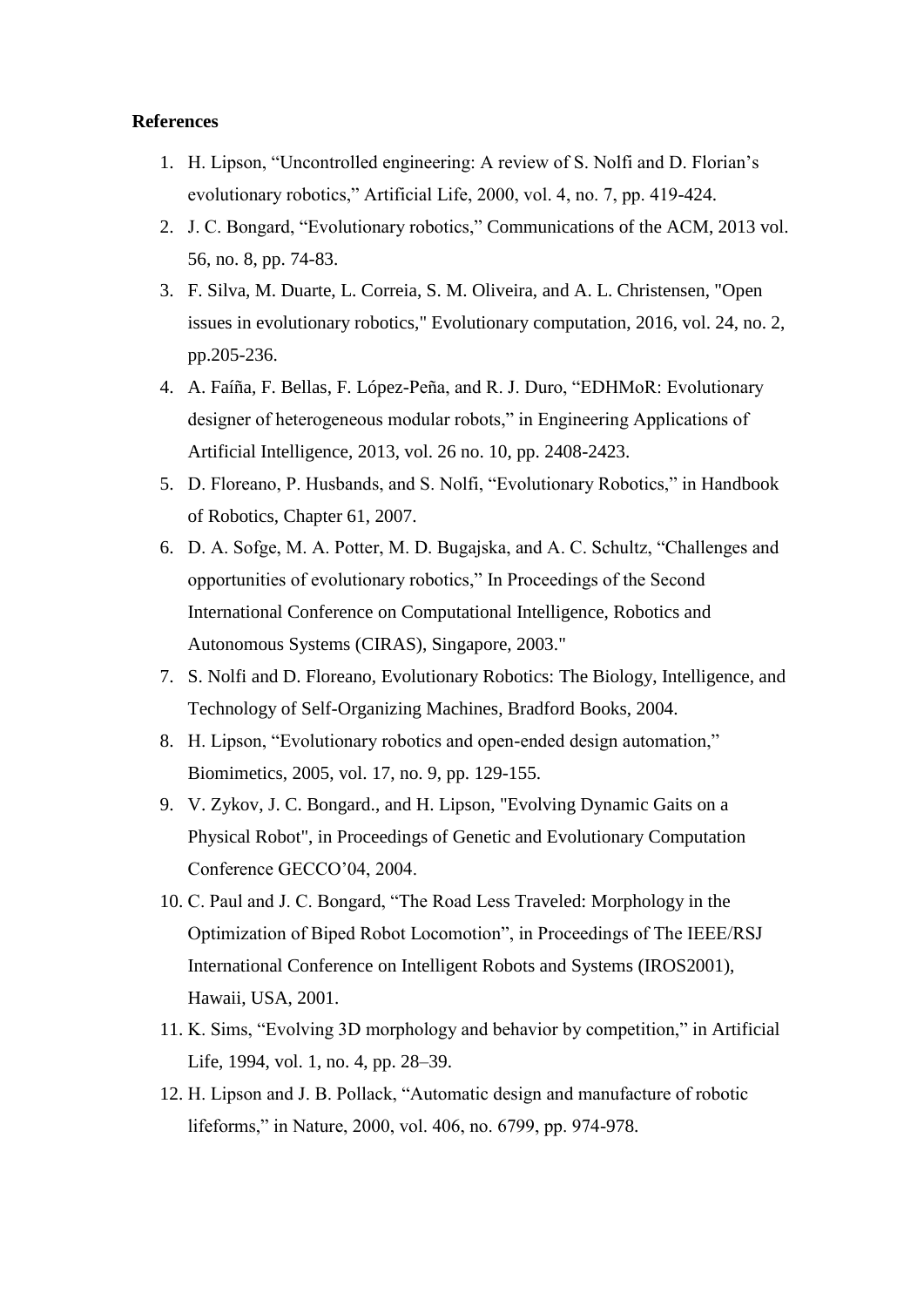**References**

1. H. Lipson, “Uncontrolled engineering: A review of S. Nolfi and D. Florian’s evolutionary robotics,” Artificial Life, 2000, vol. 4, no. 7, pp. 419-424.
2. J. C. Bongard, “Evolutionary robotics,” Communications of the ACM, 2013 vol. 56, no. 8, pp. 74-83.
3. F. Silva, M. Duarte, L. Correia, S. M. Oliveira, and A. L. Christensen, "Open issues in evolutionary robotics," Evolutionary computation, 2016, vol. 24, no. 2, pp.205-236.
4. A. Faíña, F. Bellas, F. López-Peña, and R. J. Duro, “EDHMoR: Evolutionary designer of heterogeneous modular robots,” in Engineering Applications of Artificial Intelligence, 2013, vol. 26 no. 10, pp. 2408-2423.
5. D. Floreano, P. Husbands, and S. Nolfi, “Evolutionary Robotics,” in Handbook of Robotics, Chapter 61, 2007.
6. D. A. Sofge, M. A. Potter, M. D. Bugajska, and A. C. Schultz, “Challenges and opportunities of evolutionary robotics,” In Proceedings of the Second International Conference on Computational Intelligence, Robotics and Autonomous Systems (CIRAS), Singapore, 2003."
7. S. Nolfi and D. Floreano, Evolutionary Robotics: The Biology, Intelligence, and Technology of Self-Organizing Machines, Bradford Books, 2004.
8. H. Lipson, “Evolutionary robotics and open-ended design automation,” Biomimetics, 2005, vol. 17, no. 9, pp. 129-155.
9. V. Zykov, J. C. Bongard., and H. Lipson, "Evolving Dynamic Gaits on a Physical Robot", in Proceedings of Genetic and Evolutionary Computation Conference GECCO’04, 2004.
10. C. Paul and J. C. Bongard, “The Road Less Traveled: Morphology in the Optimization of Biped Robot Locomotion”, in Proceedings of The IEEE/RSJ International Conference on Intelligent Robots and Systems (IROS2001), Hawaii, USA, 2001.
11. K. Sims, “Evolving 3D morphology and behavior by competition,” in Artificial Life, 1994, vol. 1, no. 4, pp. 28–39.
12. H. Lipson and J. B. Pollack, “Automatic design and manufacture of robotic lifeforms,” in Nature, 2000, vol. 406, no. 6799, pp. 974-978.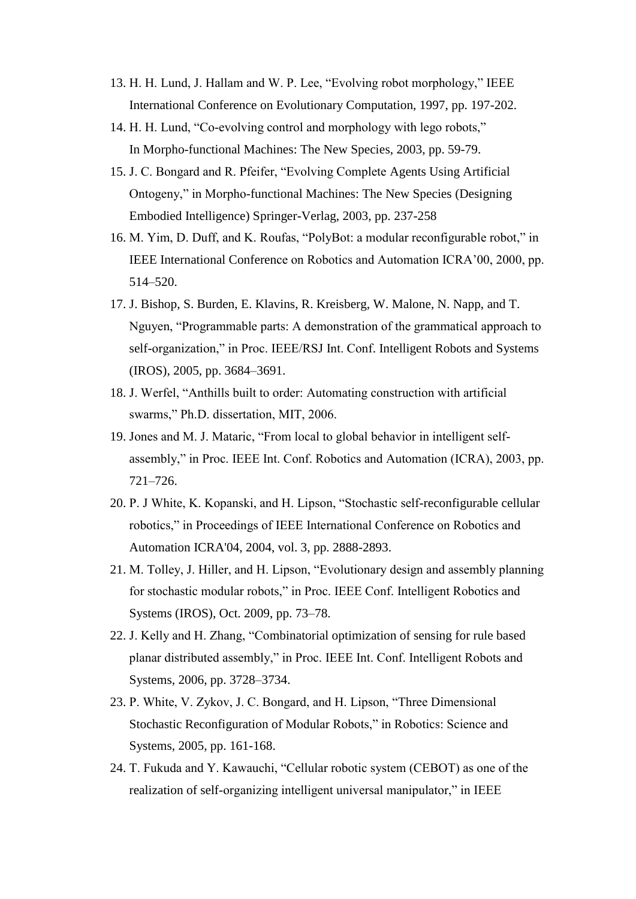13. H. H. Lund, J. Hallam and W. P. Lee, “Evolving robot morphology,” IEEE International Conference on Evolutionary Computation, 1997, pp. 197-202.
14. H. H. Lund, “Co-evolving control and morphology with lego robots,” In Morpho-functional Machines: The New Species, 2003, pp. 59-79.
15. J. C. Bongard and R. Pfeifer, “Evolving Complete Agents Using Artificial Ontogeny,” in Morpho-functional Machines: The New Species (Designing Embodied Intelligence) Springer-Verlag, 2003, pp. 237-258
16. M. Yim, D. Duff, and K. Roufas, “PolyBot: a modular reconfigurable robot,” in IEEE International Conference on Robotics and Automation ICRA’00, 2000, pp. 514–520.
17. J. Bishop, S. Burden, E. Klavins, R. Kreisberg, W. Malone, N. Napp, and T. Nguyen, “Programmable parts: A demonstration of the grammatical approach to self-organization,” in Proc. IEEE/RSJ Int. Conf. Intelligent Robots and Systems (IROS), 2005, pp. 3684–3691.
18. J. Werfel, “Anthills built to order: Automating construction with artificial swarms,” Ph.D. dissertation, MIT, 2006.
19. Jones and M. J. Mataric, “From local to global behavior in intelligent self-assembly,” in Proc. IEEE Int. Conf. Robotics and Automation (ICRA), 2003, pp. 721–726.
20. P. J White, K. Kopanski, and H. Lipson, “Stochastic self-reconfigurable cellular robotics,” in Proceedings of IEEE International Conference on Robotics and Automation ICRA'04, 2004, vol. 3, pp. 2888-2893.
21. M. Tolley, J. Hiller, and H. Lipson, “Evolutionary design and assembly planning for stochastic modular robots,” in Proc. IEEE Conf. Intelligent Robotics and Systems (IROS), Oct. 2009, pp. 73–78.
22. J. Kelly and H. Zhang, “Combinatorial optimization of sensing for rule based planar distributed assembly,” in Proc. IEEE Int. Conf. Intelligent Robots and Systems, 2006, pp. 3728–3734.
23. P. White, V. Zykov, J. C. Bongard, and H. Lipson, “Three Dimensional Stochastic Reconfiguration of Modular Robots,” in Robotics: Science and Systems, 2005, pp. 161-168.
24. T. Fukuda and Y. Kawauchi, “Cellular robotic system (CEBOT) as one of the realization of self-organizing intelligent universal manipulator,” in IEEE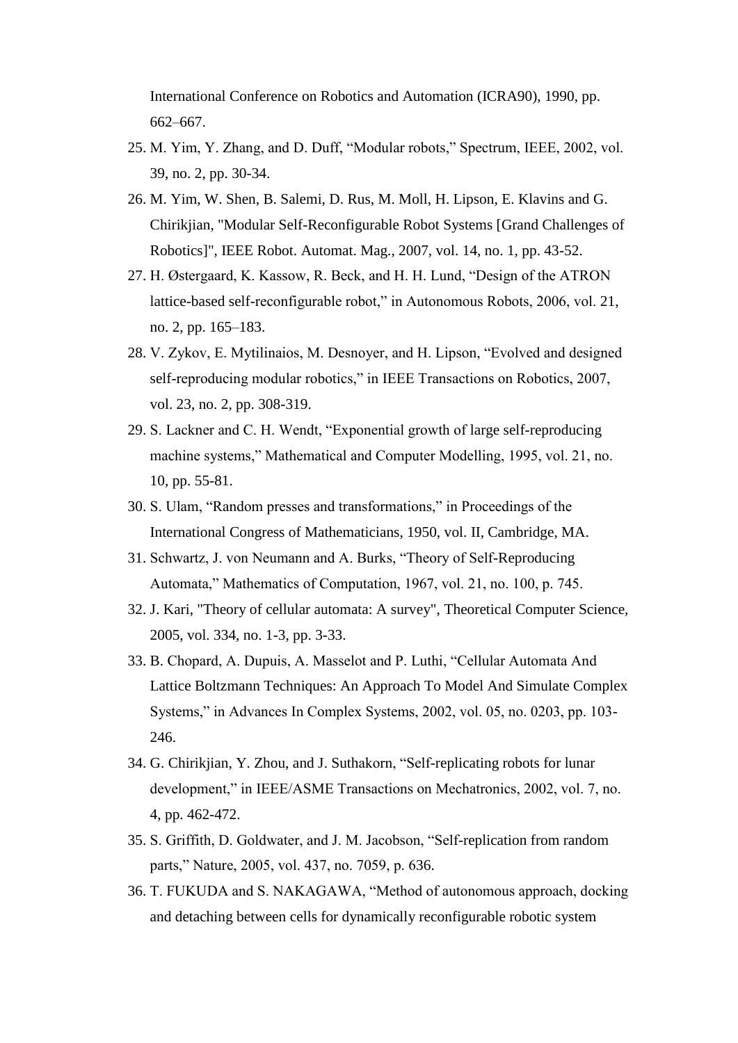International Conference on Robotics and Automation (ICRA90), 1990, pp. 662–667.

25. M. Yim, Y. Zhang, and D. Duff, "Modular robots," Spectrum, IEEE, 2002, vol. 39, no. 2, pp. 30-34.
26. M. Yim, W. Shen, B. Salemi, D. Rus, M. Moll, H. Lipson, E. Klavins and G. Chirikjian, "Modular Self-Reconfigurable Robot Systems [Grand Challenges of Robotics]", IEEE Robot. Automat. Mag., 2007, vol. 14, no. 1, pp. 43-52.
27. H. Østergaard, K. Kassow, R. Beck, and H. H. Lund, "Design of the ATRON lattice-based self-reconfigurable robot," in Autonomous Robots, 2006, vol. 21, no. 2, pp. 165–183.
28. V. Zykov, E. Mytilinaios, M. Desnoyer, and H. Lipson, "Evolved and designed self-reproducing modular robotics," in IEEE Transactions on Robotics, 2007, vol. 23, no. 2, pp. 308-319.
29. S. Lackner and C. H. Wendt, "Exponential growth of large self-reproducing machine systems," Mathematical and Computer Modelling, 1995, vol. 21, no. 10, pp. 55-81.
30. S. Ulam, "Random presses and transformations," in Proceedings of the International Congress of Mathematicians, 1950, vol. II, Cambridge, MA.
31. Schwartz, J. von Neumann and A. Burks, "Theory of Self-Reproducing Automata," Mathematics of Computation, 1967, vol. 21, no. 100, p. 745.
32. J. Kari, "Theory of cellular automata: A survey", Theoretical Computer Science, 2005, vol. 334, no. 1-3, pp. 3-33.
33. B. Chopard, A. Dupuis, A. Masselot and P. Luthi, "Cellular Automata And Lattice Boltzmann Techniques: An Approach To Model And Simulate Complex Systems," in Advances In Complex Systems, 2002, vol. 05, no. 0203, pp. 103-246.
34. G. Chirikjian, Y. Zhou, and J. Suthakorn, "Self-replicating robots for lunar development," in IEEE/ASME Transactions on Mechatronics, 2002, vol. 7, no. 4, pp. 462-472.
35. S. Griffith, D. Goldwater, and J. M. Jacobson, "Self-replication from random parts," Nature, 2005, vol. 437, no. 7059, p. 636.
36. T. FUKUDA and S. NAKAGAWA, "Method of autonomous approach, docking and detaching between cells for dynamically reconfigurable robotic system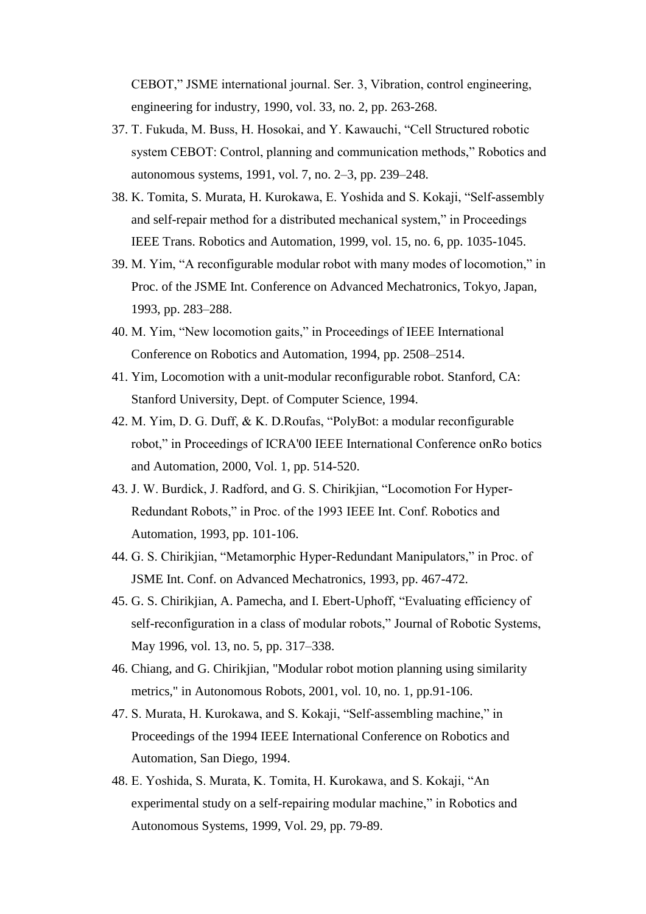CEBOT," JSME international journal. Ser. 3, Vibration, control engineering, engineering for industry, 1990, vol. 33, no. 2, pp. 263-268.

37. T. Fukuda, M. Buss, H. Hosokai, and Y. Kawauchi, "Cell Structured robotic system CEBOT: Control, planning and communication methods," Robotics and autonomous systems, 1991, vol. 7, no. 2–3, pp. 239–248.
38. K. Tomita, S. Murata, H. Kurokawa, E. Yoshida and S. Kokaji, "Self-assembly and self-repair method for a distributed mechanical system," in Proceedings IEEE Trans. Robotics and Automation, 1999, vol. 15, no. 6, pp. 1035-1045.
39. M. Yim, "A reconfigurable modular robot with many modes of locomotion," in Proc. of the JSME Int. Conference on Advanced Mechatronics, Tokyo, Japan, 1993, pp. 283–288.
40. M. Yim, "New locomotion gaits," in Proceedings of IEEE International Conference on Robotics and Automation, 1994, pp. 2508–2514.
41. Yim, Locomotion with a unit-modular reconfigurable robot. Stanford, CA: Stanford University, Dept. of Computer Science, 1994.
42. M. Yim, D. G. Duff, & K. D.Roufas, "PolyBot: a modular reconfigurable robot," in Proceedings of ICRA'00 IEEE International Conference onRo botics and Automation, 2000, Vol. 1, pp. 514-520.
43. J. W. Burdick, J. Radford, and G. S. Chirikjian, "Locomotion For Hyper-Redundant Robots," in Proc. of the 1993 IEEE Int. Conf. Robotics and Automation, 1993, pp. 101-106.
44. G. S. Chirikjian, "Metamorphic Hyper-Redundant Manipulators," in Proc. of JSME Int. Conf. on Advanced Mechatronics, 1993, pp. 467-472.
45. G. S. Chirikjian, A. Pamecha, and I. Ebert-Uphoff, "Evaluating efficiency of self-reconfiguration in a class of modular robots," Journal of Robotic Systems, May 1996, vol. 13, no. 5, pp. 317–338.
46. Chiang, and G. Chirikjian, "Modular robot motion planning using similarity metrics," in Autonomous Robots, 2001, vol. 10, no. 1, pp.91-106.
47. S. Murata, H. Kurokawa, and S. Kokaji, "Self-assembling machine," in Proceedings of the 1994 IEEE International Conference on Robotics and Automation, San Diego, 1994.
48. E. Yoshida, S. Murata, K. Tomita, H. Kurokawa, and S. Kokaji, "An experimental study on a self-repairing modular machine," in Robotics and Autonomous Systems, 1999, Vol. 29, pp. 79-89.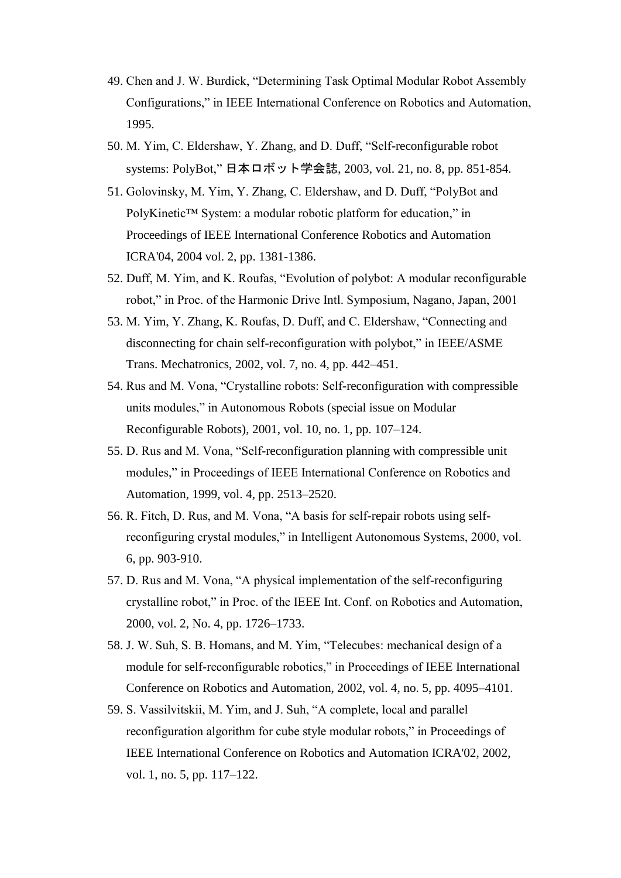49. Chen and J. W. Burdick, “Determining Task Optimal Modular Robot Assembly Configurations,” in IEEE International Conference on Robotics and Automation, 1995.
50. M. Yim, C. Eldershaw, Y. Zhang, and D. Duff, “Self-reconfigurable robot systems: PolyBot,” 日本ロボット学会誌, 2003, vol. 21, no. 8, pp. 851-854.
51. Golovinsky, M. Yim, Y. Zhang, C. Eldershaw, and D. Duff, “PolyBot and PolyKinetic™ System: a modular robotic platform for education,” in Proceedings of IEEE International Conference Robotics and Automation ICRA'04, 2004 vol. 2, pp. 1381-1386.
52. Duff, M. Yim, and K. Roufas, “Evolution of polybot: A modular reconfigurable robot,” in Proc. of the Harmonic Drive Intl. Symposium, Nagano, Japan, 2001
53. M. Yim, Y. Zhang, K. Roufas, D. Duff, and C. Eldershaw, “Connecting and disconnecting for chain self-reconfiguration with polybot,” in IEEE/ASME Trans. Mechatronics, 2002, vol. 7, no. 4, pp. 442–451.
54. Rus and M. Vona, “Crystalline robots: Self-reconfiguration with compressible units modules,” in Autonomous Robots (special issue on Modular Reconfigurable Robots), 2001, vol. 10, no. 1, pp. 107–124.
55. D. Rus and M. Vona, “Self-reconfiguration planning with compressible unit modules,” in Proceedings of IEEE International Conference on Robotics and Automation, 1999, vol. 4, pp. 2513–2520.
56. R. Fitch, D. Rus, and M. Vona, “A basis for self-repair robots using self-reconfiguring crystal modules,” in Intelligent Autonomous Systems, 2000, vol. 6, pp. 903-910.
57. D. Rus and M. Vona, “A physical implementation of the self-reconfiguring crystalline robot,” in Proc. of the IEEE Int. Conf. on Robotics and Automation, 2000, vol. 2, No. 4, pp. 1726–1733.
58. J. W. Suh, S. B. Homans, and M. Yim, “Telecubes: mechanical design of a module for self-reconfigurable robotics,” in Proceedings of IEEE International Conference on Robotics and Automation, 2002, vol. 4, no. 5, pp. 4095–4101.
59. S. Vassilvitskii, M. Yim, and J. Suh, “A complete, local and parallel reconfiguration algorithm for cube style modular robots,” in Proceedings of IEEE International Conference on Robotics and Automation ICRA'02, 2002, vol. 1, no. 5, pp. 117–122.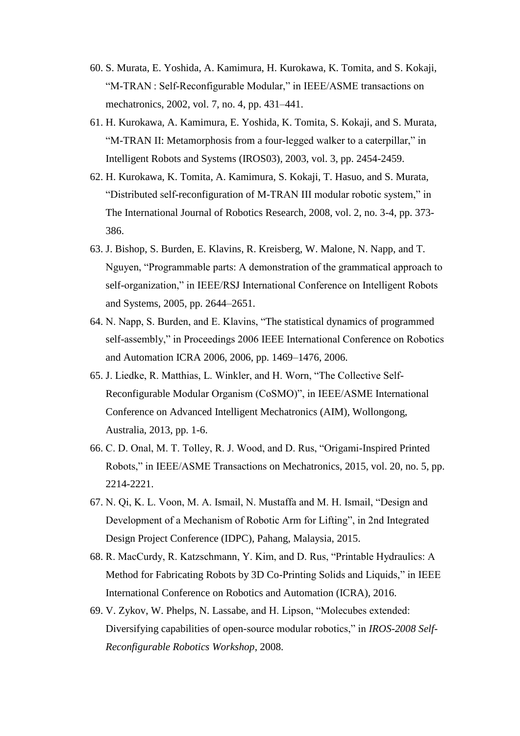60. S. Murata, E. Yoshida, A. Kamimura, H. Kurokawa, K. Tomita, and S. Kokaji, "M-TRAN : Self-Reconfigurable Modular," in IEEE/ASME transactions on mechatronics, 2002, vol. 7, no. 4, pp. 431–441.
61. H. Kurokawa, A. Kamimura, E. Yoshida, K. Tomita, S. Kokaji, and S. Murata, "M-TRAN II: Metamorphosis from a four-legged walker to a caterpillar," in Intelligent Robots and Systems (IROS03), 2003, vol. 3, pp. 2454-2459.
62. H. Kurokawa, K. Tomita, A. Kamimura, S. Kokaji, T. Hasuo, and S. Murata, "Distributed self-reconfiguration of M-TRAN III modular robotic system," in The International Journal of Robotics Research, 2008, vol. 2, no. 3-4, pp. 373-386.
63. J. Bishop, S. Burden, E. Klavins, R. Kreisberg, W. Malone, N. Napp, and T. Nguyen, "Programmable parts: A demonstration of the grammatical approach to self-organization," in IEEE/RSJ International Conference on Intelligent Robots and Systems, 2005, pp. 2644–2651.
64. N. Napp, S. Burden, and E. Klavins, "The statistical dynamics of programmed self-assembly," in Proceedings 2006 IEEE International Conference on Robotics and Automation ICRA 2006, 2006, pp. 1469–1476, 2006.
65. J. Liedke, R. Matthias, L. Winkler, and H. Worn, "The Collective Self-Reconfigurable Modular Organism (CoSMO)", in IEEE/ASME International Conference on Advanced Intelligent Mechatronics (AIM), Wollongong, Australia, 2013, pp. 1-6.
66. C. D. Onal, M. T. Tolley, R. J. Wood, and D. Rus, "Origami-Inspired Printed Robots," in IEEE/ASME Transactions on Mechatronics, 2015, vol. 20, no. 5, pp. 2214-2221.
67. N. Qi, K. L. Voon, M. A. Ismail, N. Mustaffa and M. H. Ismail, "Design and Development of a Mechanism of Robotic Arm for Lifting", in 2nd Integrated Design Project Conference (IDPC), Pahang, Malaysia, 2015.
68. R. MacCurdy, R. Katzschmann, Y. Kim, and D. Rus, "Printable Hydraulics: A Method for Fabricating Robots by 3D Co-Printing Solids and Liquids," in IEEE International Conference on Robotics and Automation (ICRA), 2016.
69. V. Zykov, W. Phelps, N. Lassabe, and H. Lipson, "Molecubes extended: Diversifying capabilities of open-source modular robotics," in *IROS-2008 Self-Reconfigurable Robotics Workshop*, 2008.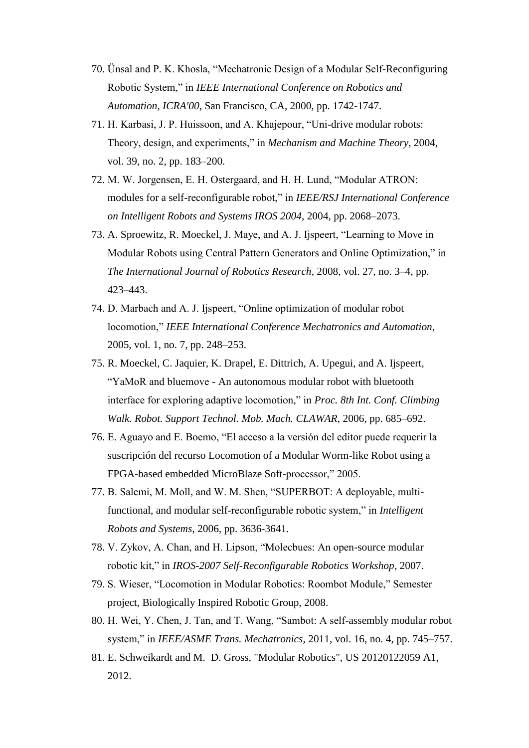70. Ünsal and P. K. Khosla, “Mechatronic Design of a Modular Self-Reconfiguring Robotic System,” in *IEEE International Conference on Robotics and Automation, ICRA'00*, San Francisco, CA, 2000, pp. 1742-1747.
71. H. Karbasi, J. P. Huissoon, and A. Khajepour, “Uni-drive modular robots: Theory, design, and experiments,” in *Mechanism and Machine Theory*, 2004, vol. 39, no. 2, pp. 183–200.
72. M. W. Jorgensen, E. H. Ostergaard, and H. H. Lund, “Modular ATRON: modules for a self-reconfigurable robot,” in *IEEE/RSJ International Conference on Intelligent Robots and Systems IROS 2004*, 2004, pp. 2068–2073.
73. A. Sproewitz, R. Moeckel, J. Maye, and A. J. Ijspeert, “Learning to Move in Modular Robots using Central Pattern Generators and Online Optimization,” in *The International Journal of Robotics Research*, 2008, vol. 27, no. 3–4, pp. 423–443.
74. D. Marbach and A. J. Ijspeert, “Online optimization of modular robot locomotion,” *IEEE International Conference Mechatronics and Automation*, 2005, vol. 1, no. 7, pp. 248–253.
75. R. Moeckel, C. Jaquier, K. Drapel, E. Dittrich, A. Upegui, and A. Ijspeert, “YaMoR and bluemove - An autonomous modular robot with bluetooth interface for exploring adaptive locomotion,” in *Proc. 8th Int. Conf. Climbing Walk. Robot. Support Technol. Mob. Mach. CLAWAR*, 2006, pp. 685–692.
76. E. Aguayo and E. Boemo, “El acceso a la versión del editor puede requerir la suscripción del recurso Locomotion of a Modular Worm-like Robot using a FPGA-based embedded MicroBlaze Soft-processor,” 2005.
77. B. Salemi, M. Moll, and W. M. Shen, “SUPERBOT: A deployable, multi-functional, and modular self-reconfigurable robotic system,” in *Intelligent Robots and Systems*, 2006, pp. 3636-3641.
78. V. Zykov, A. Chan, and H. Lipson, “Molecbues: An open-source modular robotic kit,” in *IROS-2007 Self-Reconfigurable Robotics Workshop*, 2007.
79. S. Wieser, “Locomotion in Modular Robotics: Roombot Module,” Semester project, Biologically Inspired Robotic Group, 2008.
80. H. Wei, Y. Chen, J. Tan, and T. Wang, “Sambot: A self-assembly modular robot system,” in *IEEE/ASME Trans. Mechatronics*, 2011, vol. 16, no. 4, pp. 745–757.
81. E. Schweikardt and M. D. Gross, "Modular Robotics", US 20120122059 A1, 2012.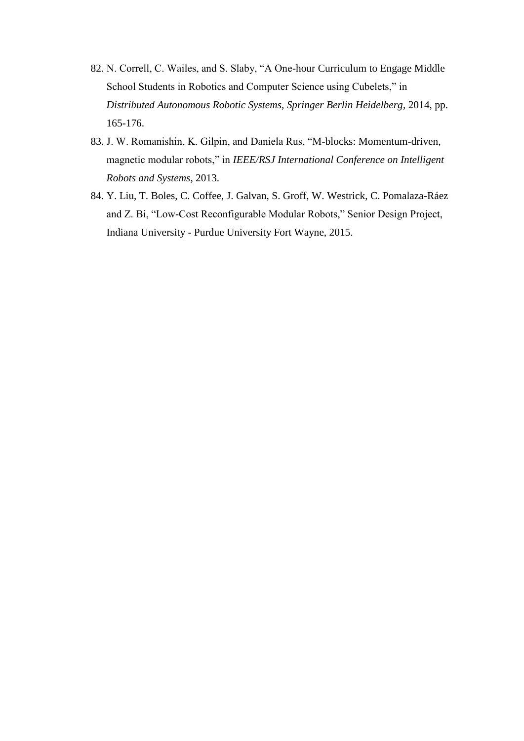82. N. Correll, C. Wailes, and S. Slaby, "A One-hour Curriculum to Engage Middle School Students in Robotics and Computer Science using Cubelets," in *Distributed Autonomous Robotic Systems, Springer Berlin Heidelberg*, 2014, pp. 165-176.
83. J. W. Romanishin, K. Gilpin, and Daniela Rus, "M-blocks: Momentum-driven, magnetic modular robots," in *IEEE/RSJ International Conference on Intelligent Robots and Systems*, 2013.
84. Y. Liu, T. Boles, C. Coffee, J. Galvan, S. Groff, W. Westrick, C. Pomalaza-Ráez and Z. Bi, "Low-Cost Reconfigurable Modular Robots," Senior Design Project, Indiana University - Purdue University Fort Wayne, 2015.